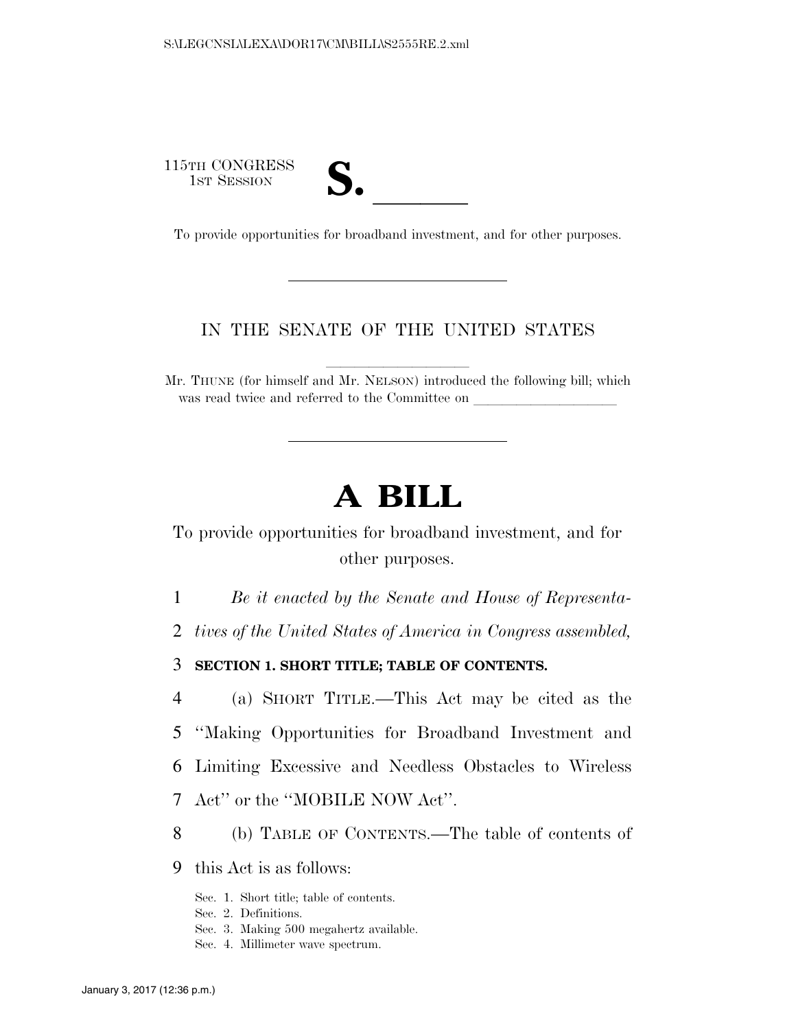115TH CONGRESS
1ST SESSION

**S. \_\_\_\_\_\_**

To provide opportunities for broadband investment, and for other purposes.

---

IN THE SENATE OF THE UNITED STATES

Mr. THUNE (for himself and Mr. NELSON) introduced the following bill; which was read twice and referred to the Committee on \_\_\_\_\_\_\_\_\_\_\_\_\_\_\_\_\_\_\_\_

---

# A BILL

To provide opportunities for broadband investment, and for other purposes.

*Be it enacted by the Senate and House of Representatives of the United States of America in Congress assembled,*

**SECTION 1. SHORT TITLE; TABLE OF CONTENTS.**

(a) SHORT TITLE.—This Act may be cited as the "Making Opportunities for Broadband Investment and Limiting Excessive and Needless Obstacles to Wireless Act" or the "MOBILE NOW Act".

(b) TABLE OF CONTENTS.—The table of contents of this Act is as follows:

Sec. 1. Short title; table of contents.
Sec. 2. Definitions.
Sec. 3. Making 500 megahertz available.
Sec. 4. Millimeter wave spectrum.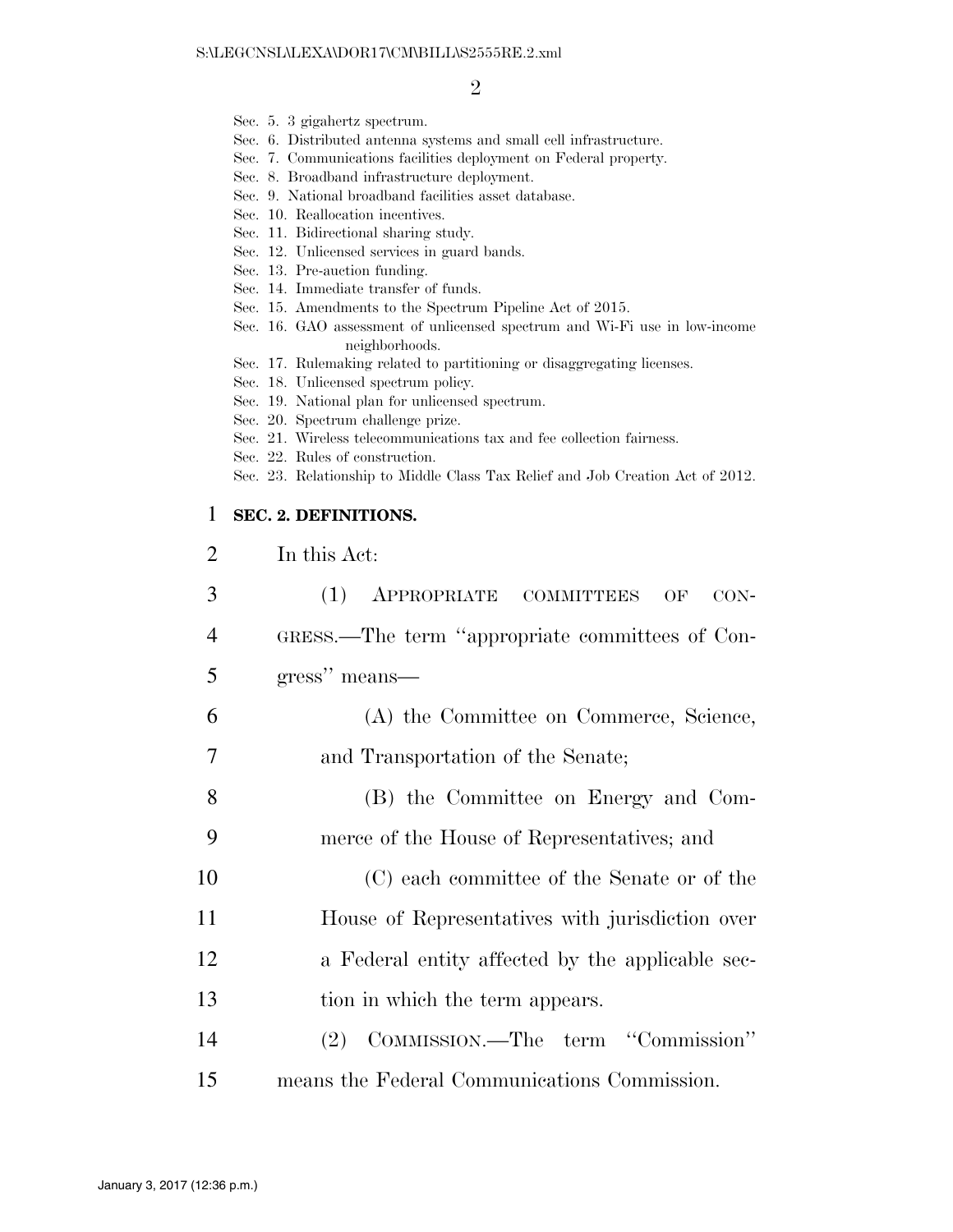Sec. 5. 3 gigahertz spectrum.
Sec. 6. Distributed antenna systems and small cell infrastructure.
Sec. 7. Communications facilities deployment on Federal property.
Sec. 8. Broadband infrastructure deployment.
Sec. 9. National broadband facilities asset database.
Sec. 10. Reallocation incentives.
Sec. 11. Bidirectional sharing study.
Sec. 12. Unlicensed services in guard bands.
Sec. 13. Pre-auction funding.
Sec. 14. Immediate transfer of funds.
Sec. 15. Amendments to the Spectrum Pipeline Act of 2015.
Sec. 16. GAO assessment of unlicensed spectrum and Wi-Fi use in low-income neighborhoods.
Sec. 17. Rulemaking related to partitioning or disaggregating licenses.
Sec. 18. Unlicensed spectrum policy.
Sec. 19. National plan for unlicensed spectrum.
Sec. 20. Spectrum challenge prize.
Sec. 21. Wireless telecommunications tax and fee collection fairness.
Sec. 22. Rules of construction.
Sec. 23. Relationship to Middle Class Tax Relief and Job Creation Act of 2012.

## SEC. 2. DEFINITIONS.

In this Act:

(1) APPROPRIATE COMMITTEES OF CONGRESS.—The term ''appropriate committees of Congress'' means—

(A) the Committee on Commerce, Science, and Transportation of the Senate;

(B) the Committee on Energy and Commerce of the House of Representatives; and

(C) each committee of the Senate or of the House of Representatives with jurisdiction over a Federal entity affected by the applicable section in which the term appears.

(2) COMMISSION.—The term ''Commission'' means the Federal Communications Commission.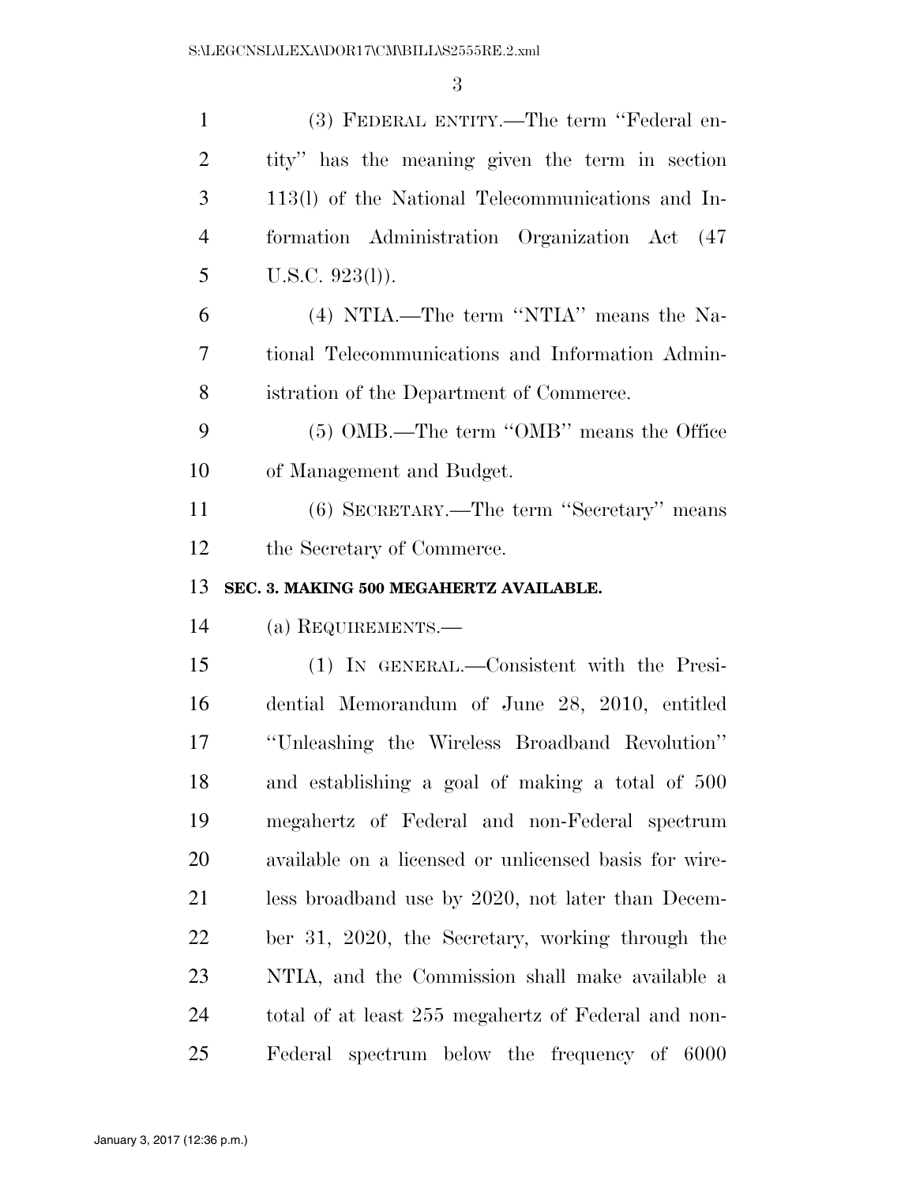(3) FEDERAL ENTITY.—The term ''Federal entity'' has the meaning given the term in section 113(l) of the National Telecommunications and Information Administration Organization Act (47 U.S.C. 923(l)).

(4) NTIA.—The term ''NTIA'' means the National Telecommunications and Information Administration of the Department of Commerce.

(5) OMB.—The term ''OMB'' means the Office of Management and Budget.

(6) SECRETARY.—The term ''Secretary'' means the Secretary of Commerce.

**SEC. 3. MAKING 500 MEGAHERTZ AVAILABLE.**

(a) REQUIREMENTS.—

(1) IN GENERAL.—Consistent with the Presidential Memorandum of June 28, 2010, entitled ''Unleashing the Wireless Broadband Revolution'' and establishing a goal of making a total of 500 megahertz of Federal and non-Federal spectrum available on a licensed or unlicensed basis for wireless broadband use by 2020, not later than December 31, 2020, the Secretary, working through the NTIA, and the Commission shall make available a total of at least 255 megahertz of Federal and non-Federal spectrum below the frequency of 6000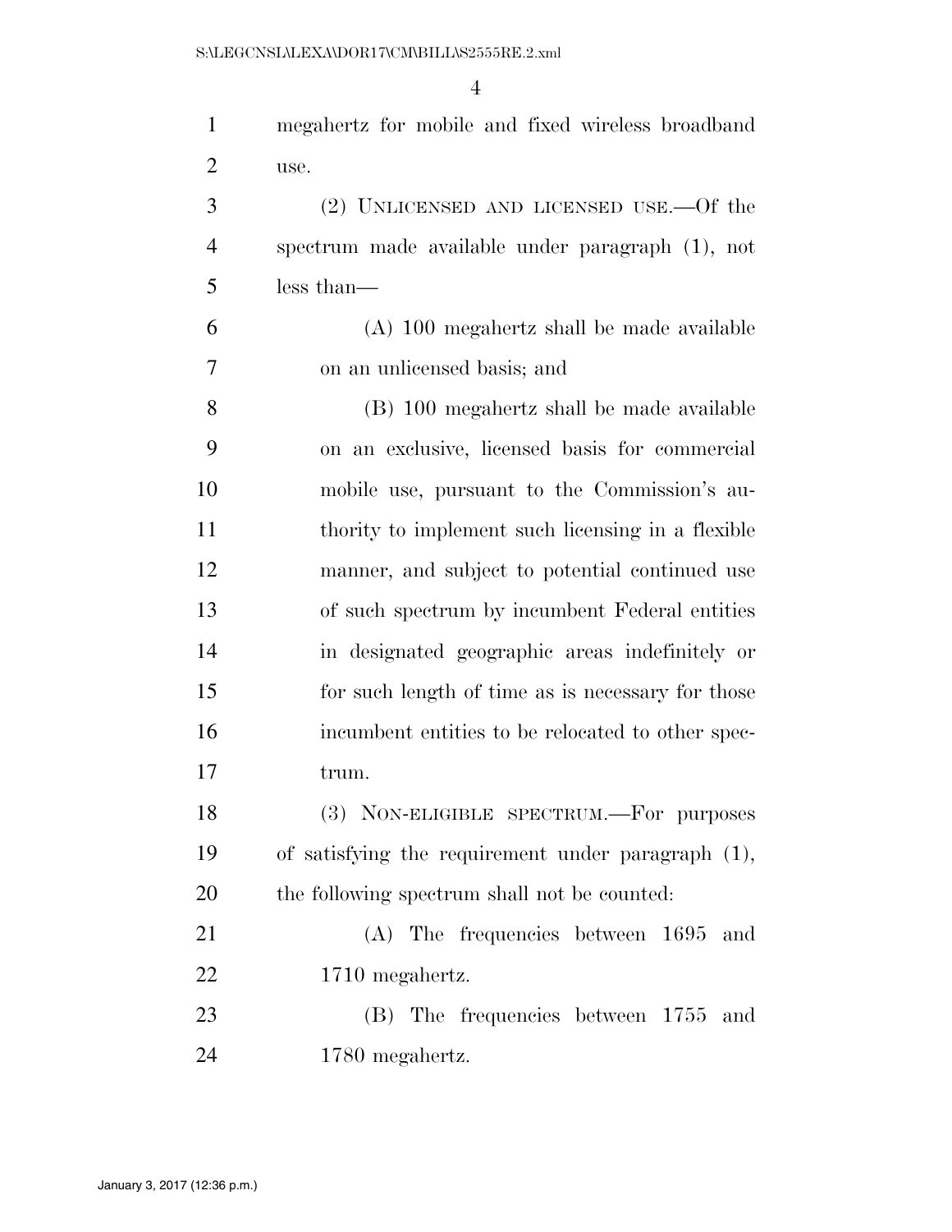megahertz for mobile and fixed wireless broadband use.

(2) UNLICENSED AND LICENSED USE.—Of the spectrum made available under paragraph (1), not less than—

(A) 100 megahertz shall be made available on an unlicensed basis; and

(B) 100 megahertz shall be made available on an exclusive, licensed basis for commercial mobile use, pursuant to the Commission's authority to implement such licensing in a flexible manner, and subject to potential continued use of such spectrum by incumbent Federal entities in designated geographic areas indefinitely or for such length of time as is necessary for those incumbent entities to be relocated to other spectrum.

(3) NON-ELIGIBLE SPECTRUM.—For purposes of satisfying the requirement under paragraph (1), the following spectrum shall not be counted:

(A) The frequencies between 1695 and 1710 megahertz.

(B) The frequencies between 1755 and 1780 megahertz.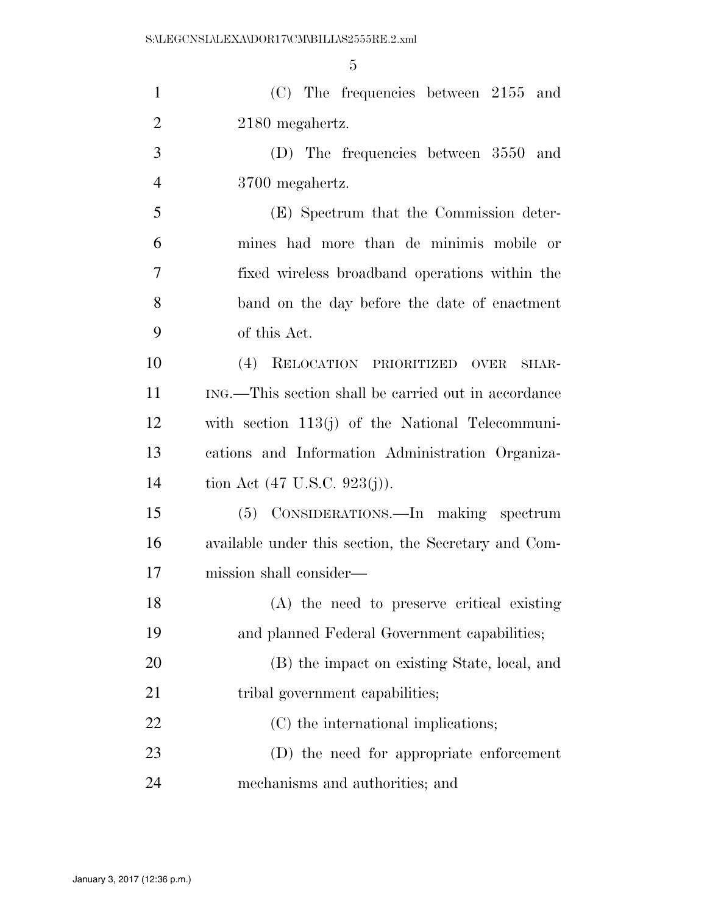(C) The frequencies between 2155 and 2180 megahertz.

(D) The frequencies between 3550 and 3700 megahertz.

(E) Spectrum that the Commission determines had more than de minimis mobile or fixed wireless broadband operations within the band on the day before the date of enactment of this Act.

(4) RELOCATION PRIORITIZED OVER SHARING.—This section shall be carried out in accordance with section 113(j) of the National Telecommunications and Information Administration Organization Act (47 U.S.C. 923(j)).

(5) CONSIDERATIONS.—In making spectrum available under this section, the Secretary and Commission shall consider—

(A) the need to preserve critical existing and planned Federal Government capabilities;

(B) the impact on existing State, local, and tribal government capabilities;

(C) the international implications;

(D) the need for appropriate enforcement mechanisms and authorities; and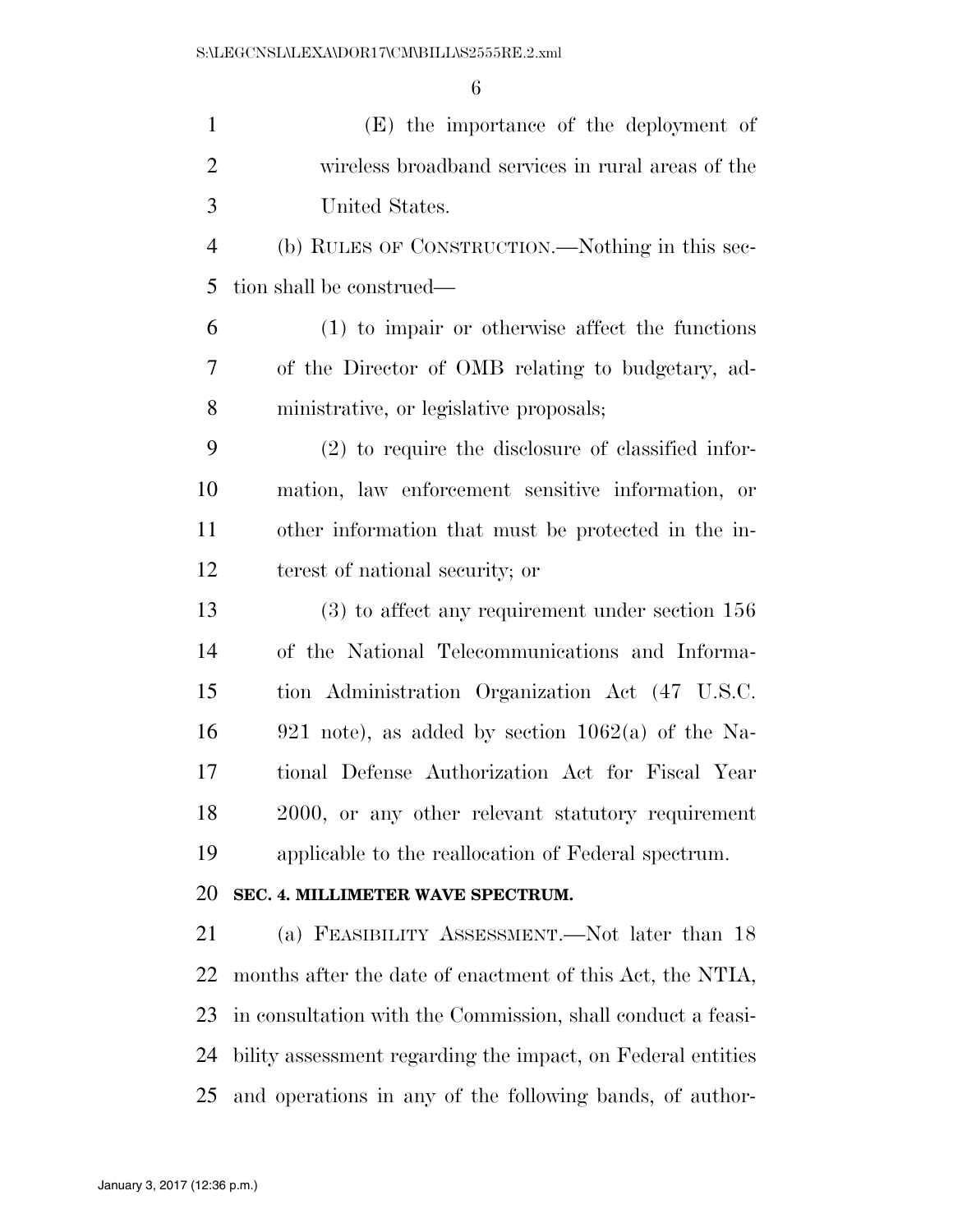(E) the importance of the deployment of wireless broadband services in rural areas of the United States.

(b) RULES OF CONSTRUCTION.—Nothing in this section shall be construed—

(1) to impair or otherwise affect the functions of the Director of OMB relating to budgetary, administrative, or legislative proposals;

(2) to require the disclosure of classified information, law enforcement sensitive information, or other information that must be protected in the interest of national security; or

(3) to affect any requirement under section 156 of the National Telecommunications and Information Administration Organization Act (47 U.S.C. 921 note), as added by section 1062(a) of the National Defense Authorization Act for Fiscal Year 2000, or any other relevant statutory requirement applicable to the reallocation of Federal spectrum.

**SEC. 4. MILLIMETER WAVE SPECTRUM.**

(a) FEASIBILITY ASSESSMENT.—Not later than 18 months after the date of enactment of this Act, the NTIA, in consultation with the Commission, shall conduct a feasibility assessment regarding the impact, on Federal entities and operations in any of the following bands, of author-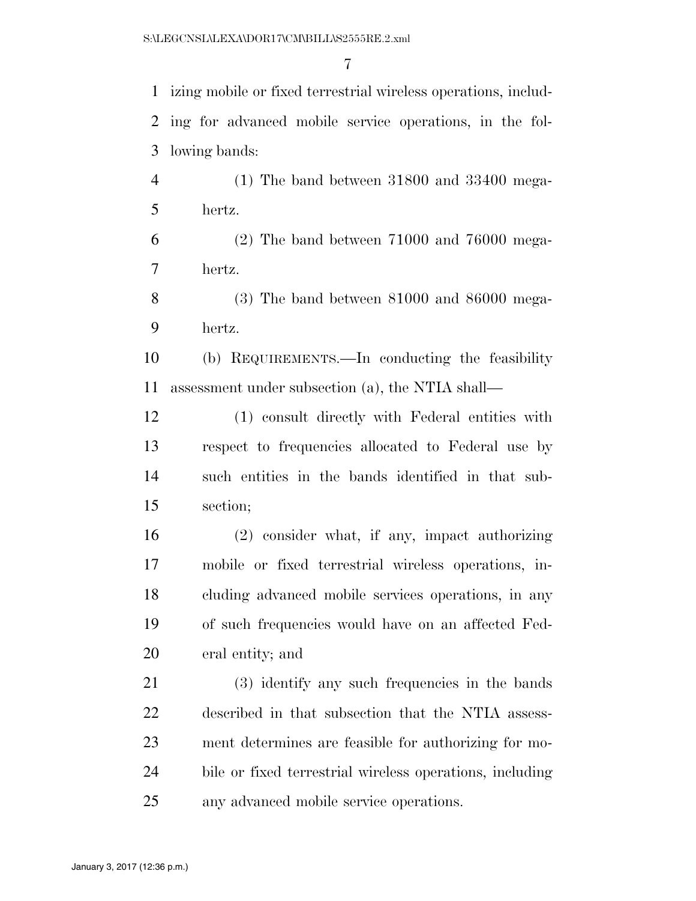izing mobile or fixed terrestrial wireless operations, including for advanced mobile service operations, in the following bands:

(1) The band between 31800 and 33400 megahertz.

(2) The band between 71000 and 76000 megahertz.

(3) The band between 81000 and 86000 megahertz.

(b) REQUIREMENTS.—In conducting the feasibility assessment under subsection (a), the NTIA shall—

(1) consult directly with Federal entities with respect to frequencies allocated to Federal use by such entities in the bands identified in that subsection;

(2) consider what, if any, impact authorizing mobile or fixed terrestrial wireless operations, including advanced mobile services operations, in any of such frequencies would have on an affected Federal entity; and

(3) identify any such frequencies in the bands described in that subsection that the NTIA assessment determines are feasible for authorizing for mobile or fixed terrestrial wireless operations, including any advanced mobile service operations.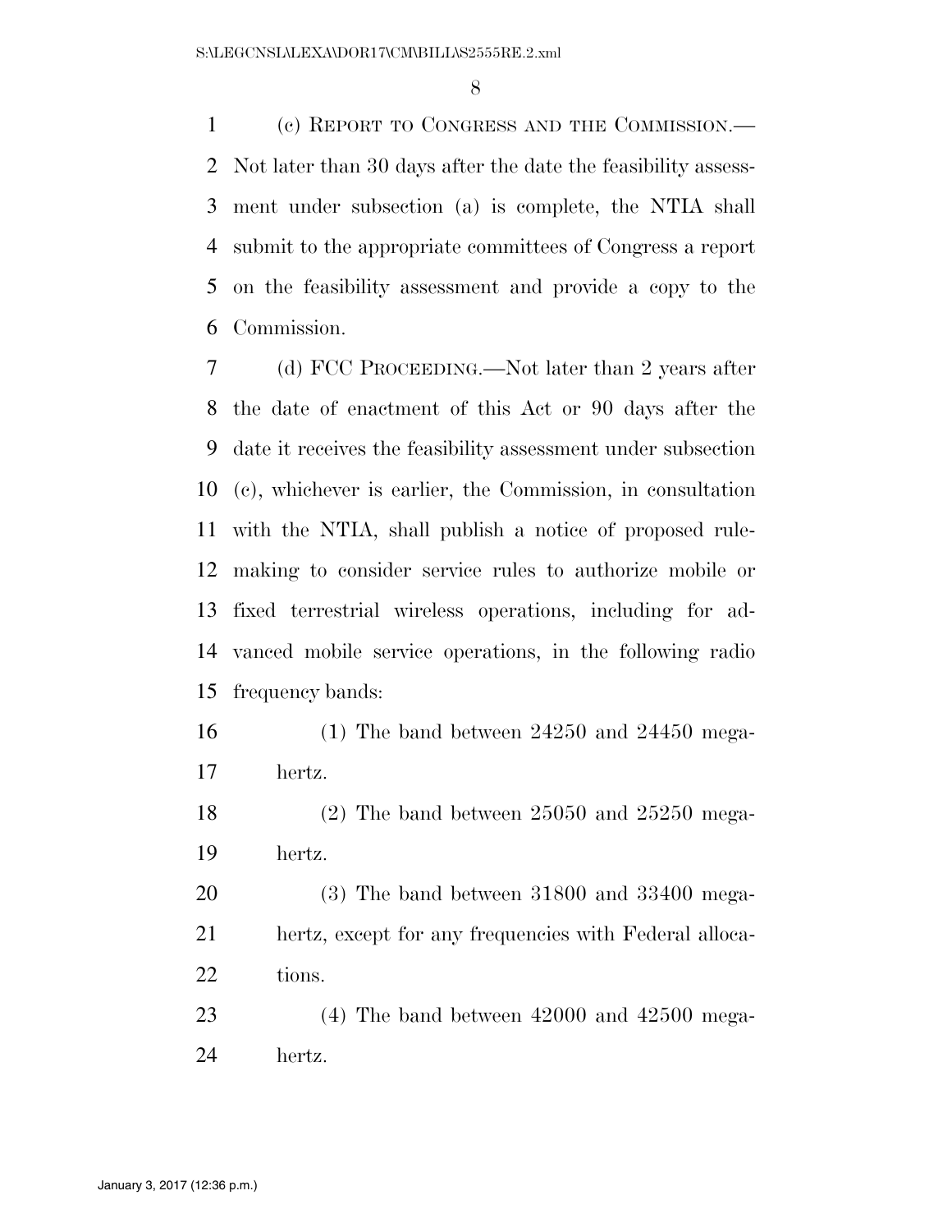(c) REPORT TO CONGRESS AND THE COMMISSION.—Not later than 30 days after the date the feasibility assessment under subsection (a) is complete, the NTIA shall submit to the appropriate committees of Congress a report on the feasibility assessment and provide a copy to the Commission.

(d) FCC PROCEEDING.—Not later than 2 years after the date of enactment of this Act or 90 days after the date it receives the feasibility assessment under subsection (c), whichever is earlier, the Commission, in consultation with the NTIA, shall publish a notice of proposed rulemaking to consider service rules to authorize mobile or fixed terrestrial wireless operations, including for advanced mobile service operations, in the following radio frequency bands:

(1) The band between 24250 and 24450 megahertz.

(2) The band between 25050 and 25250 megahertz.

(3) The band between 31800 and 33400 megahertz, except for any frequencies with Federal allocations.

(4) The band between 42000 and 42500 megahertz.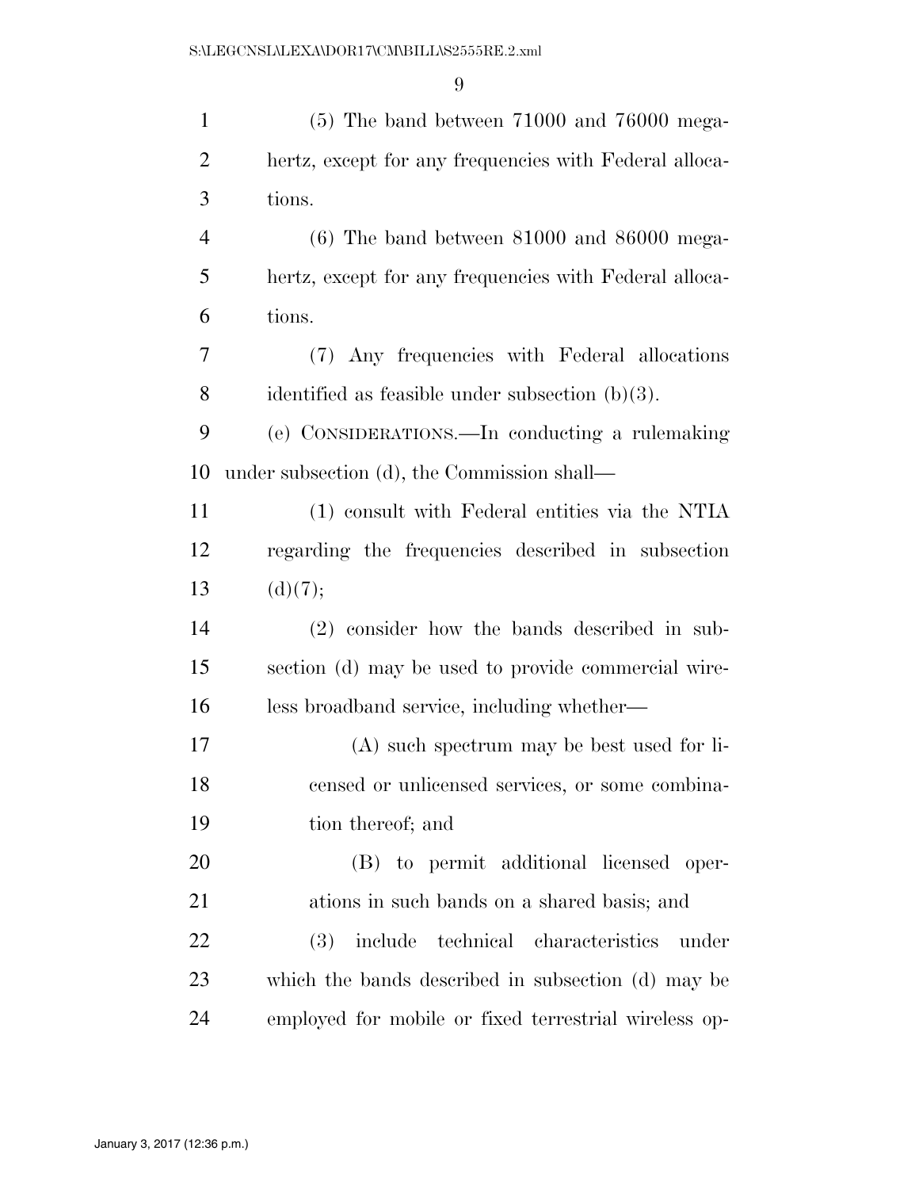(5) The band between 71000 and 76000 megahertz, except for any frequencies with Federal allocations.

(6) The band between 81000 and 86000 megahertz, except for any frequencies with Federal allocations.

(7) Any frequencies with Federal allocations identified as feasible under subsection (b)(3).

(e) CONSIDERATIONS.—In conducting a rulemaking under subsection (d), the Commission shall—

(1) consult with Federal entities via the NTIA regarding the frequencies described in subsection (d)(7);

(2) consider how the bands described in subsection (d) may be used to provide commercial wireless broadband service, including whether—

(A) such spectrum may be best used for licensed or unlicensed services, or some combination thereof; and

(B) to permit additional licensed operations in such bands on a shared basis; and

(3) include technical characteristics under which the bands described in subsection (d) may be employed for mobile or fixed terrestrial wireless op-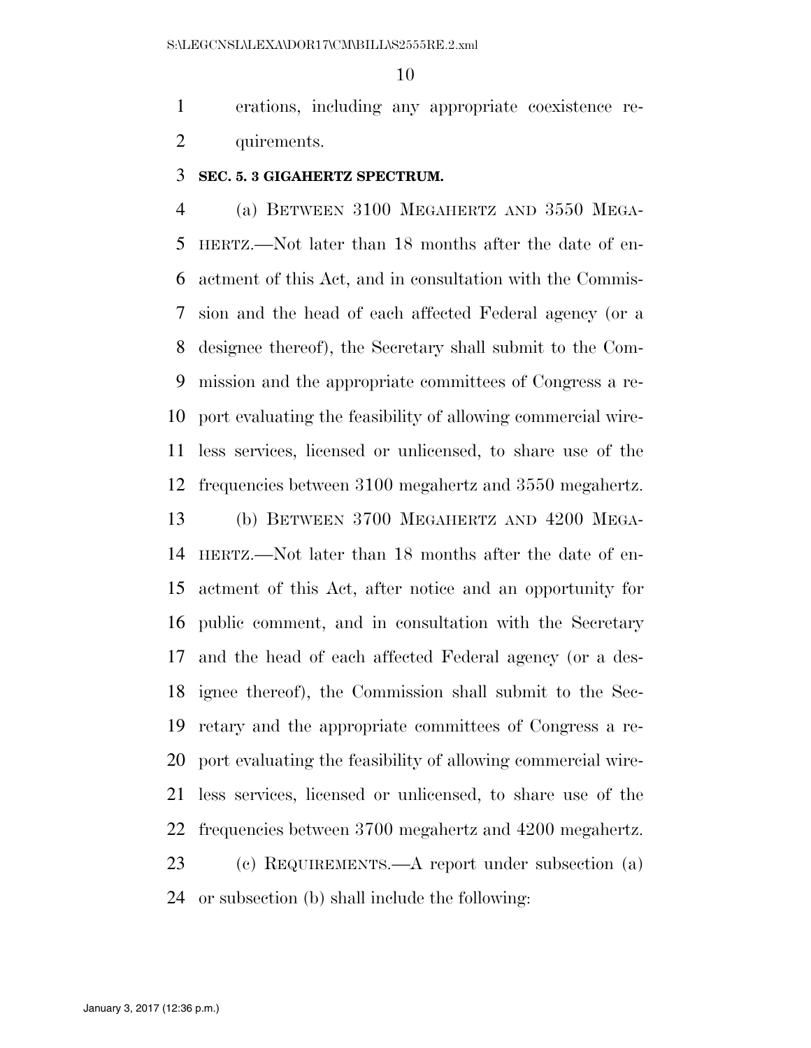erations, including any appropriate coexistence requirements.

**SEC. 5. 3 GIGAHERTZ SPECTRUM.**

(a) BETWEEN 3100 MEGAHERTZ AND 3550 MEGAHERTZ.—Not later than 18 months after the date of enactment of this Act, and in consultation with the Commission and the head of each affected Federal agency (or a designee thereof), the Secretary shall submit to the Commission and the appropriate committees of Congress a report evaluating the feasibility of allowing commercial wireless services, licensed or unlicensed, to share use of the frequencies between 3100 megahertz and 3550 megahertz.

(b) BETWEEN 3700 MEGAHERTZ AND 4200 MEGAHERTZ.—Not later than 18 months after the date of enactment of this Act, after notice and an opportunity for public comment, and in consultation with the Secretary and the head of each affected Federal agency (or a designee thereof), the Commission shall submit to the Secretary and the appropriate committees of Congress a report evaluating the feasibility of allowing commercial wireless services, licensed or unlicensed, to share use of the frequencies between 3700 megahertz and 4200 megahertz.

(c) REQUIREMENTS.—A report under subsection (a) or subsection (b) shall include the following: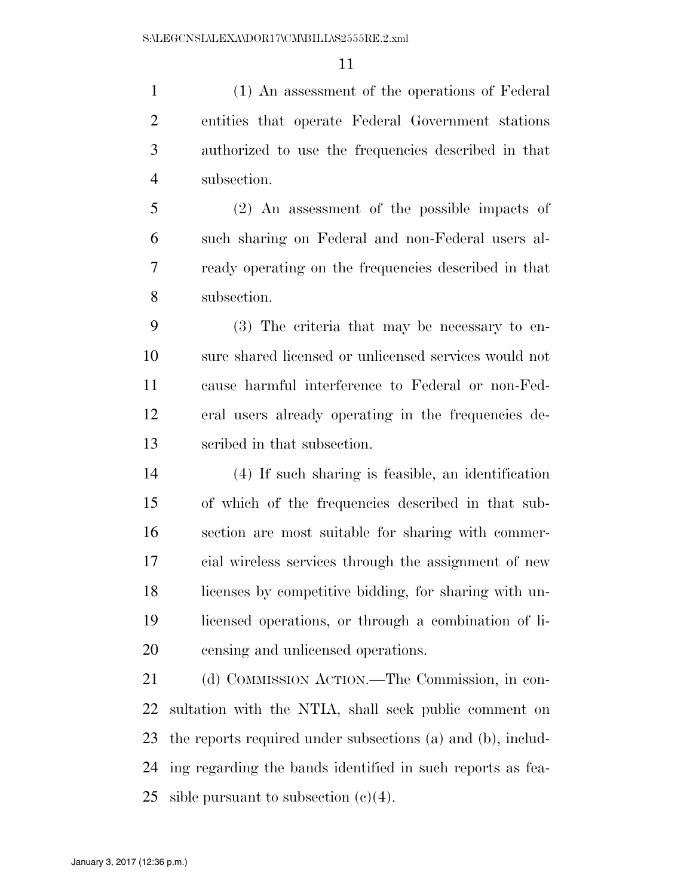(1) An assessment of the operations of Federal entities that operate Federal Government stations authorized to use the frequencies described in that subsection.

(2) An assessment of the possible impacts of such sharing on Federal and non-Federal users already operating on the frequencies described in that subsection.

(3) The criteria that may be necessary to ensure shared licensed or unlicensed services would not cause harmful interference to Federal or non-Federal users already operating in the frequencies described in that subsection.

(4) If such sharing is feasible, an identification of which of the frequencies described in that subsection are most suitable for sharing with commercial wireless services through the assignment of new licenses by competitive bidding, for sharing with unlicensed operations, or through a combination of licensing and unlicensed operations.

(d) COMMISSION ACTION.—The Commission, in consultation with the NTIA, shall seek public comment on the reports required under subsections (a) and (b), including regarding the bands identified in such reports as feasible pursuant to subsection (c)(4).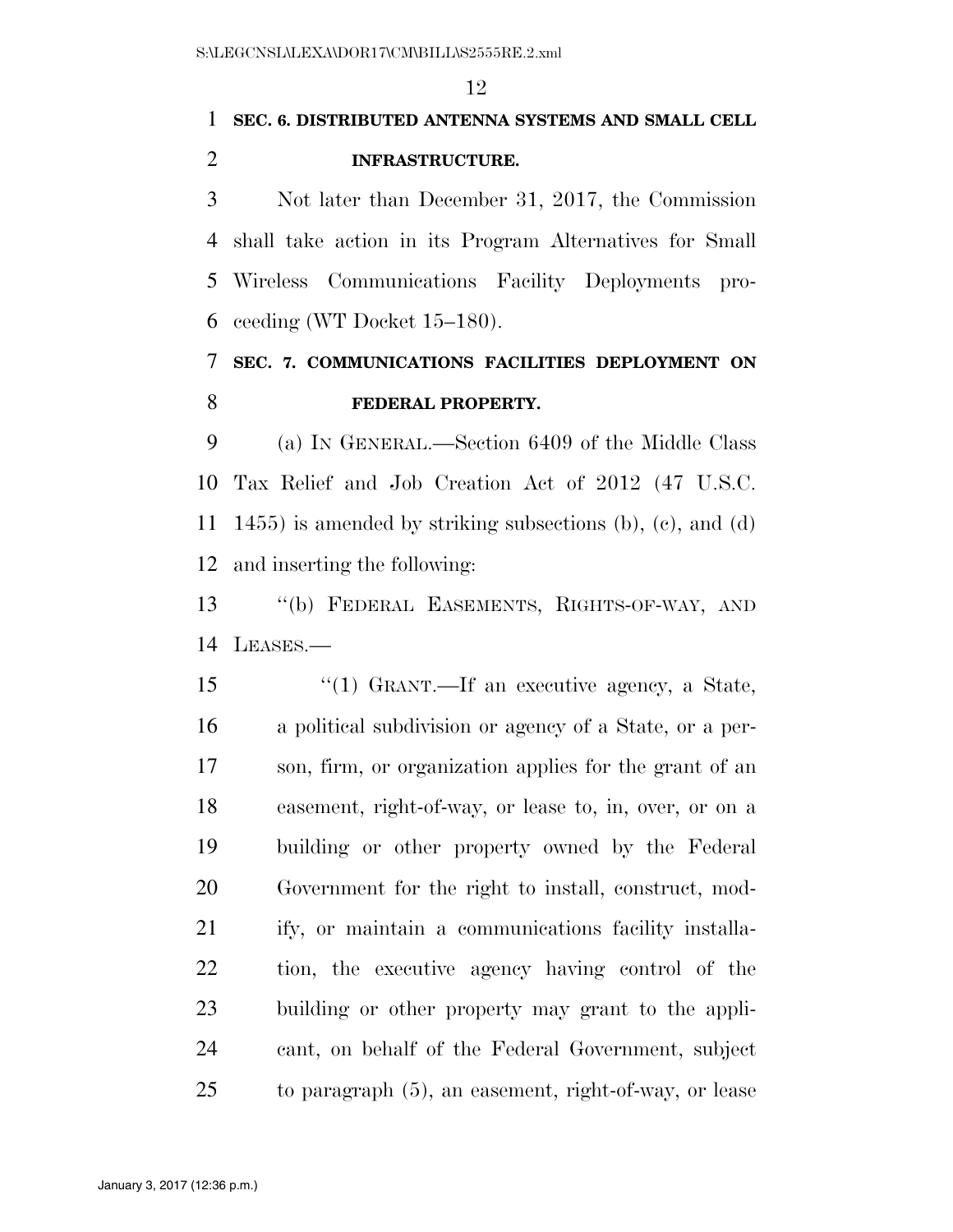**SEC. 6. DISTRIBUTED ANTENNA SYSTEMS AND SMALL CELL INFRASTRUCTURE.**

Not later than December 31, 2017, the Commission shall take action in its Program Alternatives for Small Wireless Communications Facility Deployments proceeding (WT Docket 15–180).

**SEC. 7. COMMUNICATIONS FACILITIES DEPLOYMENT ON FEDERAL PROPERTY.**

(a) IN GENERAL.—Section 6409 of the Middle Class Tax Relief and Job Creation Act of 2012 (47 U.S.C. 1455) is amended by striking subsections (b), (c), and (d) and inserting the following:

"(b) FEDERAL EASEMENTS, RIGHTS-OF-WAY, AND LEASES.—

"(1) GRANT.—If an executive agency, a State, a political subdivision or agency of a State, or a person, firm, or organization applies for the grant of an easement, right-of-way, or lease to, in, over, or on a building or other property owned by the Federal Government for the right to install, construct, modify, or maintain a communications facility installation, the executive agency having control of the building or other property may grant to the applicant, on behalf of the Federal Government, subject to paragraph (5), an easement, right-of-way, or lease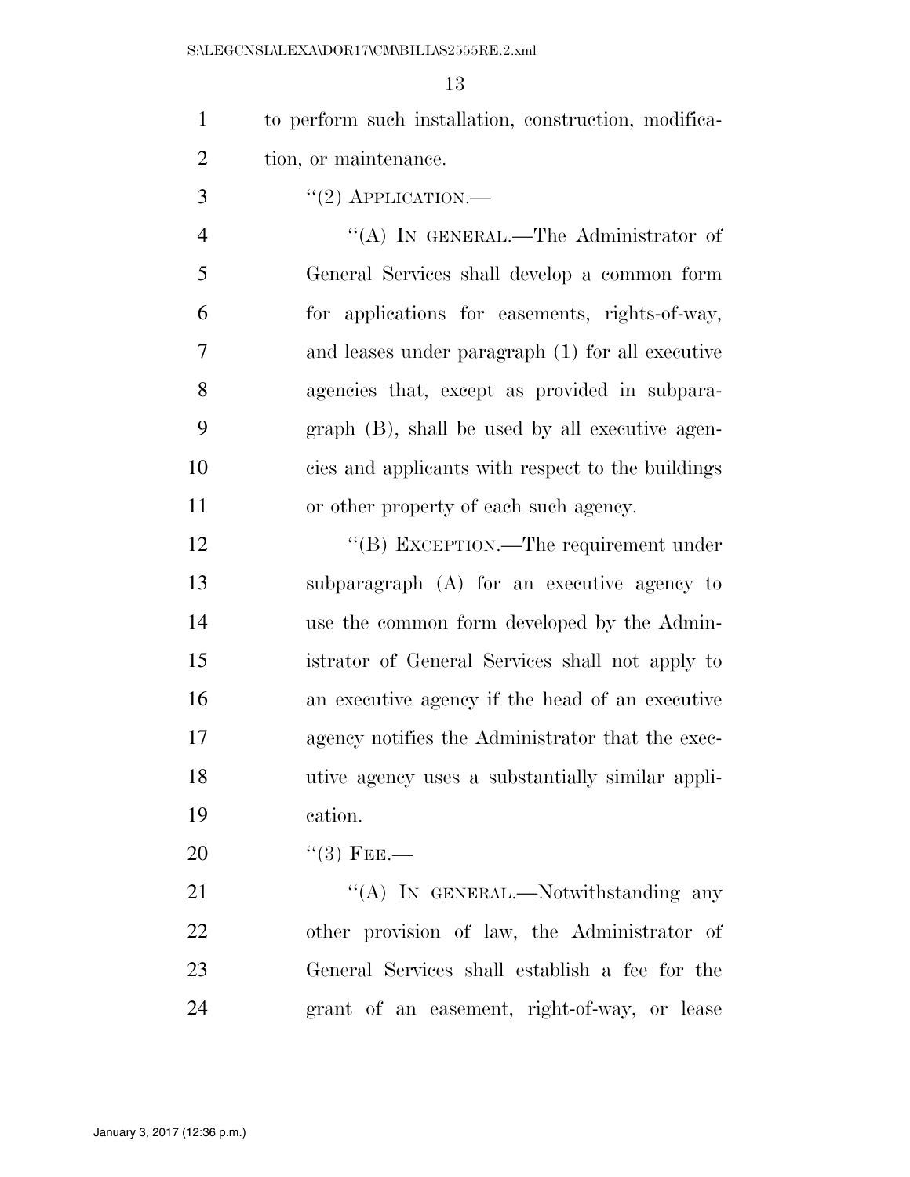to perform such installation, construction, modification, or maintenance.

"(2) APPLICATION.—

"(A) IN GENERAL.—The Administrator of General Services shall develop a common form for applications for easements, rights-of-way, and leases under paragraph (1) for all executive agencies that, except as provided in subparagraph (B), shall be used by all executive agencies and applicants with respect to the buildings or other property of each such agency.

"(B) EXCEPTION.—The requirement under subparagraph (A) for an executive agency to use the common form developed by the Administrator of General Services shall not apply to an executive agency if the head of an executive agency notifies the Administrator that the executive agency uses a substantially similar application.

"(3) FEE.—

"(A) IN GENERAL.—Notwithstanding any other provision of law, the Administrator of General Services shall establish a fee for the grant of an easement, right-of-way, or lease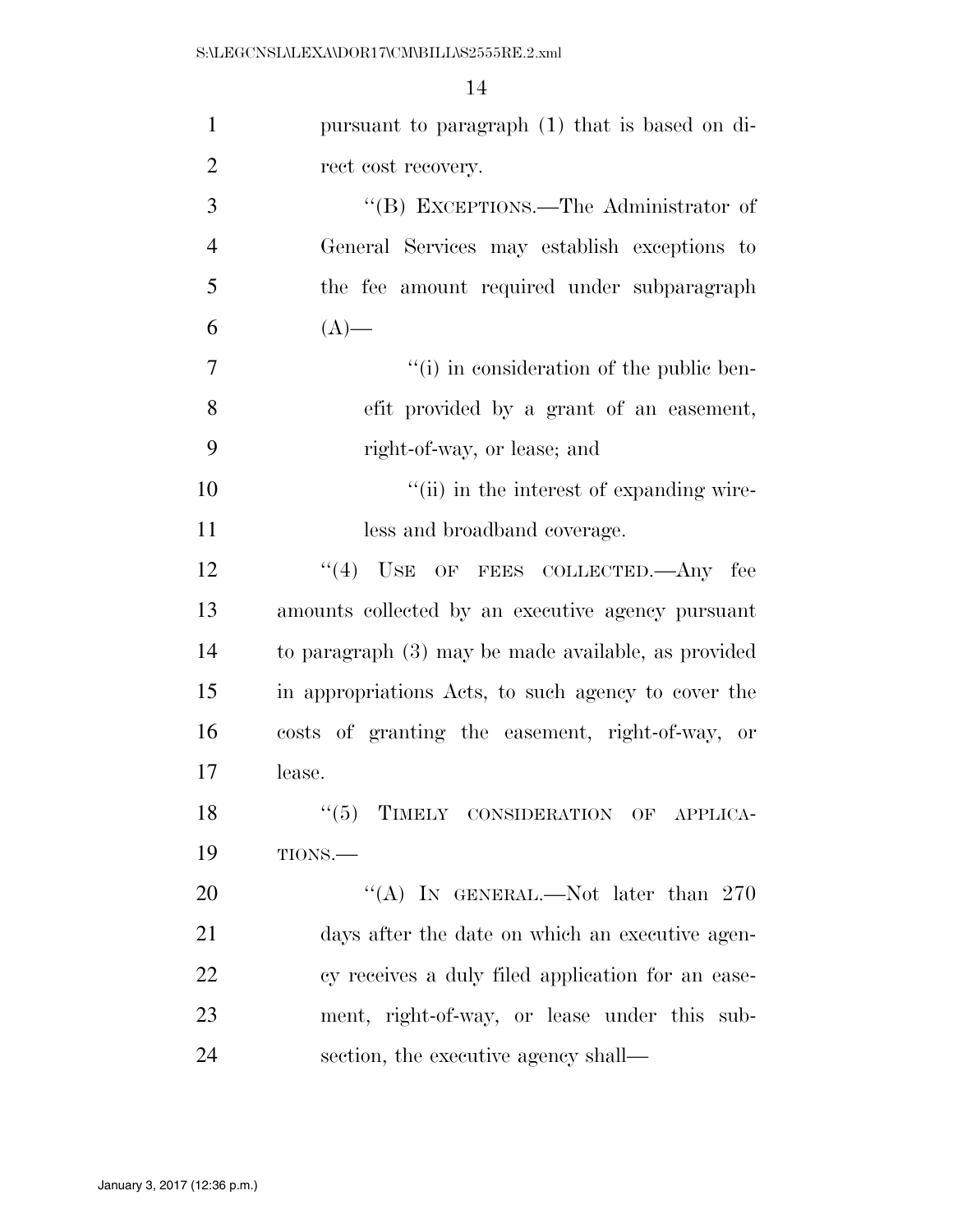pursuant to paragraph (1) that is based on direct cost recovery.

"(B) EXCEPTIONS.—The Administrator of General Services may establish exceptions to the fee amount required under subparagraph (A)—

"(i) in consideration of the public benefit provided by a grant of an easement, right-of-way, or lease; and

"(ii) in the interest of expanding wireless and broadband coverage.

"(4) USE OF FEES COLLECTED.—Any fee amounts collected by an executive agency pursuant to paragraph (3) may be made available, as provided in appropriations Acts, to such agency to cover the costs of granting the easement, right-of-way, or lease.

"(5) TIMELY CONSIDERATION OF APPLICATIONS.—

"(A) IN GENERAL.—Not later than 270 days after the date on which an executive agency receives a duly filed application for an easement, right-of-way, or lease under this subsection, the executive agency shall—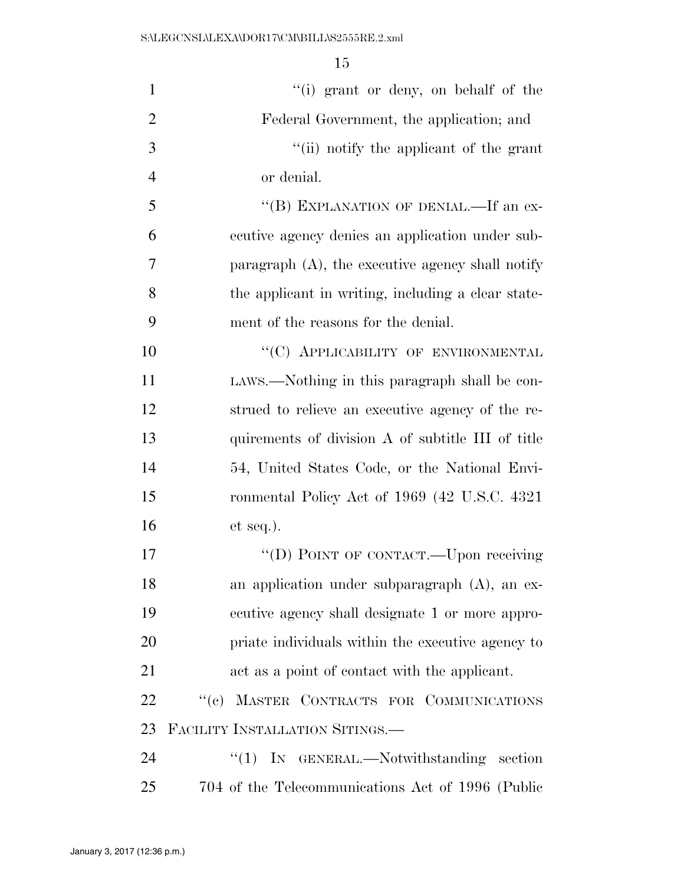"(i) grant or deny, on behalf of the Federal Government, the application; and

"(ii) notify the applicant of the grant or denial.

"(B) EXPLANATION OF DENIAL.—If an executive agency denies an application under subparagraph (A), the executive agency shall notify the applicant in writing, including a clear statement of the reasons for the denial.

"(C) APPLICABILITY OF ENVIRONMENTAL LAWS.—Nothing in this paragraph shall be construed to relieve an executive agency of the requirements of division A of subtitle III of title 54, United States Code, or the National Environmental Policy Act of 1969 (42 U.S.C. 4321 et seq.).

"(D) POINT OF CONTACT.—Upon receiving an application under subparagraph (A), an executive agency shall designate 1 or more appropriate individuals within the executive agency to act as a point of contact with the applicant.

"(c) MASTER CONTRACTS FOR COMMUNICATIONS FACILITY INSTALLATION SITINGS.—

"(1) IN GENERAL.—Notwithstanding section 704 of the Telecommunications Act of 1996 (Public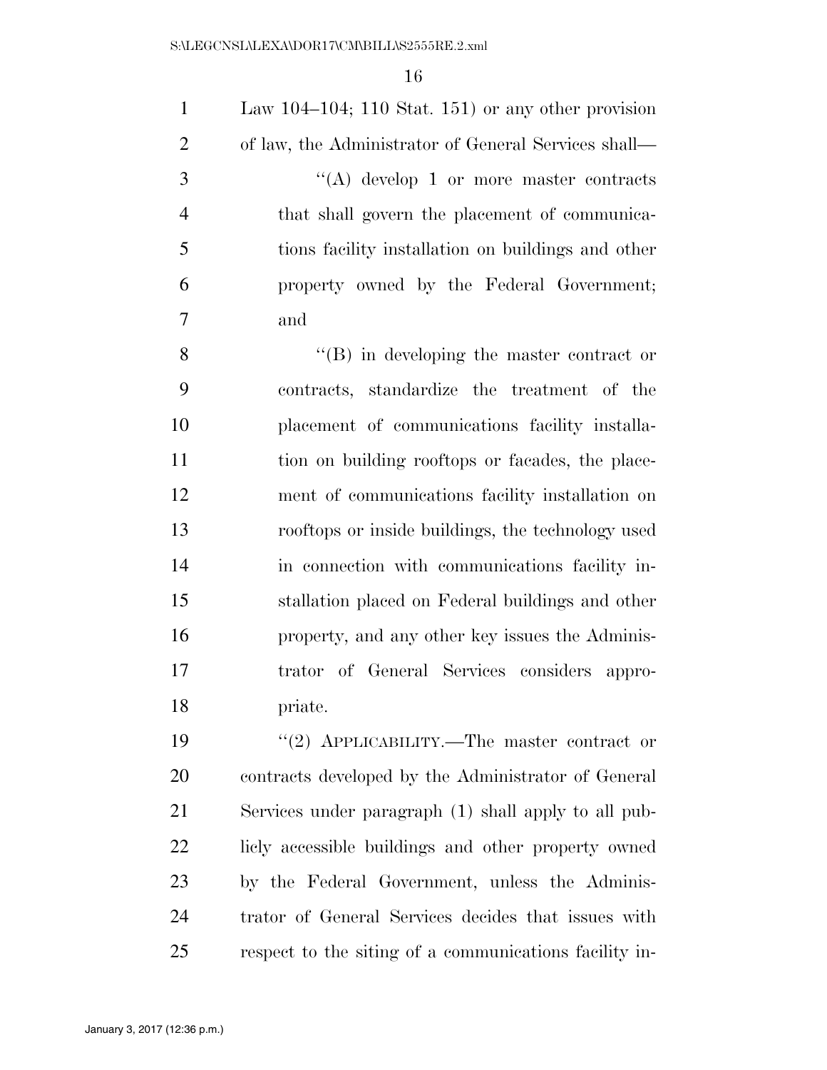Law 104–104; 110 Stat. 151) or any other provision of law, the Administrator of General Services shall—

"(A) develop 1 or more master contracts that shall govern the placement of communications facility installation on buildings and other property owned by the Federal Government; and

"(B) in developing the master contract or contracts, standardize the treatment of the placement of communications facility installation on building rooftops or facades, the placement of communications facility installation on rooftops or inside buildings, the technology used in connection with communications facility installation placed on Federal buildings and other property, and any other key issues the Administrator of General Services considers appropriate.

"(2) APPLICABILITY.—The master contract or contracts developed by the Administrator of General Services under paragraph (1) shall apply to all publicly accessible buildings and other property owned by the Federal Government, unless the Administrator of General Services decides that issues with respect to the siting of a communications facility in-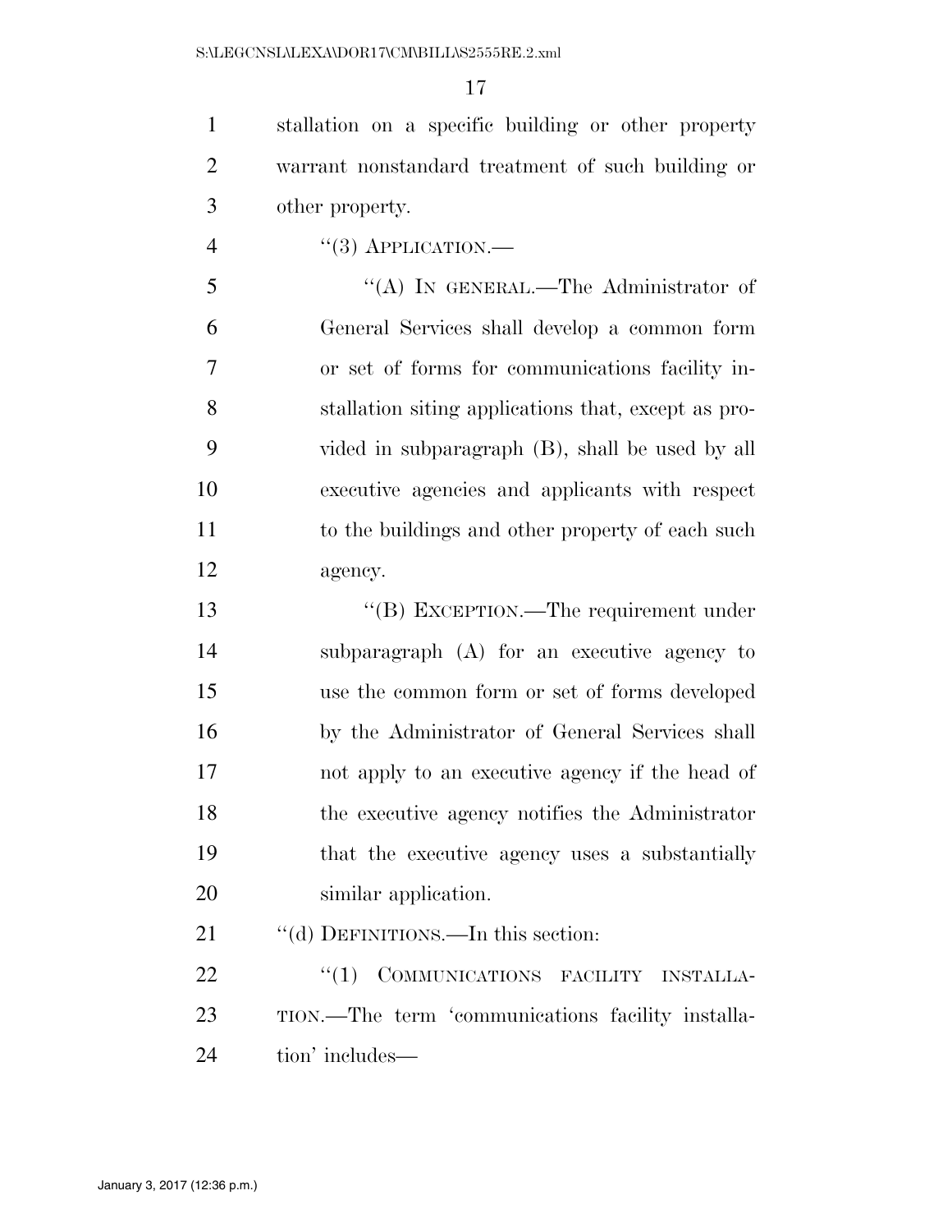stallation on a specific building or other property warrant nonstandard treatment of such building or other property.

"(3) APPLICATION.—

"(A) IN GENERAL.—The Administrator of General Services shall develop a common form or set of forms for communications facility installation siting applications that, except as provided in subparagraph (B), shall be used by all executive agencies and applicants with respect to the buildings and other property of each such agency.

"(B) EXCEPTION.—The requirement under subparagraph (A) for an executive agency to use the common form or set of forms developed by the Administrator of General Services shall not apply to an executive agency if the head of the executive agency notifies the Administrator that the executive agency uses a substantially similar application.

"(d) DEFINITIONS.—In this section:

"(1) COMMUNICATIONS FACILITY INSTALLATION.—The term 'communications facility installation' includes—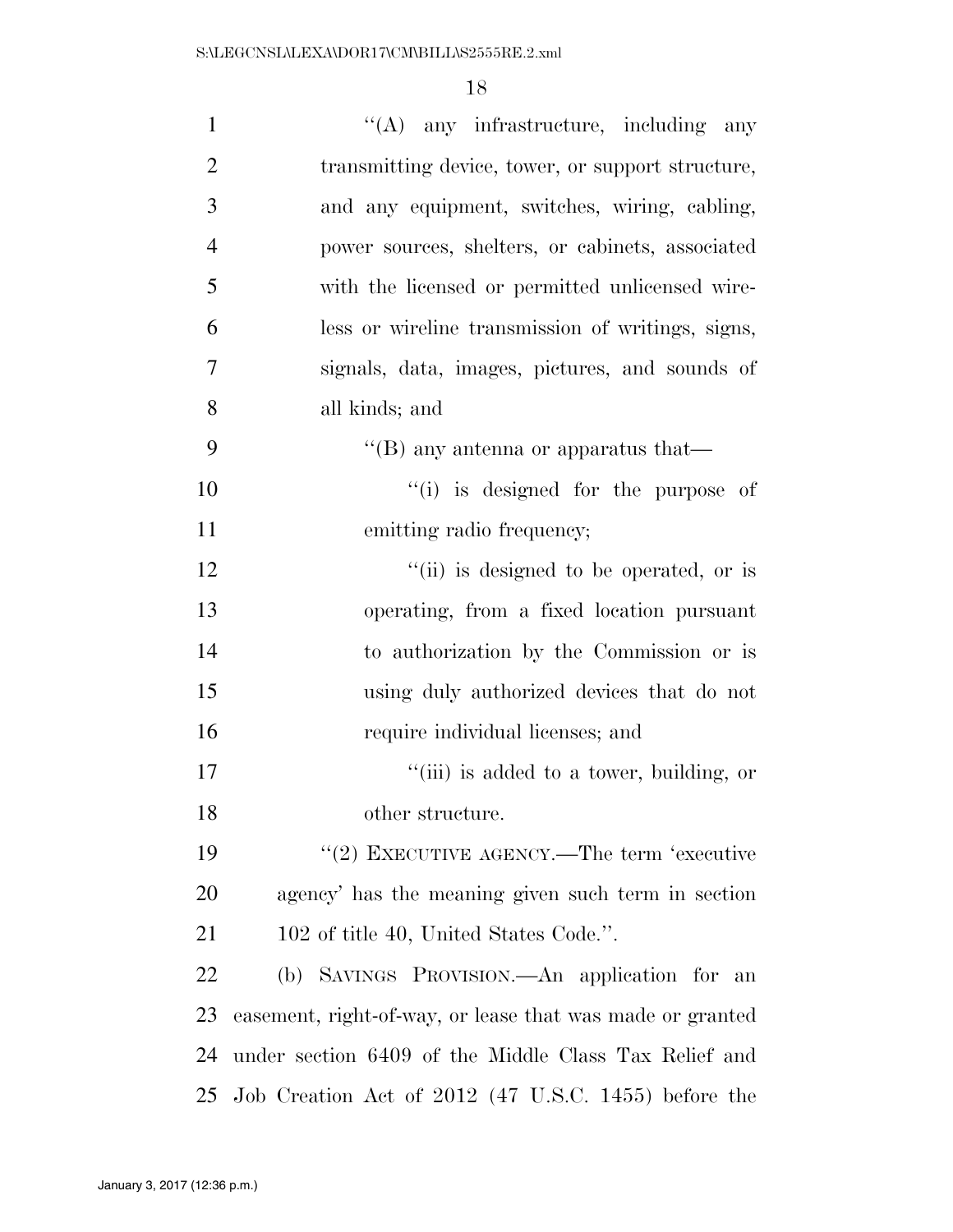''(A) any infrastructure, including any transmitting device, tower, or support structure, and any equipment, switches, wiring, cabling, power sources, shelters, or cabinets, associated with the licensed or permitted unlicensed wireless or wireline transmission of writings, signs, signals, data, images, pictures, and sounds of all kinds; and

''(B) any antenna or apparatus that—

''(i) is designed for the purpose of emitting radio frequency;

''(ii) is designed to be operated, or is operating, from a fixed location pursuant to authorization by the Commission or is using duly authorized devices that do not require individual licenses; and

''(iii) is added to a tower, building, or other structure.

''(2) EXECUTIVE AGENCY.—The term 'executive agency' has the meaning given such term in section 102 of title 40, United States Code.''.

(b) SAVINGS PROVISION.—An application for an easement, right-of-way, or lease that was made or granted under section 6409 of the Middle Class Tax Relief and Job Creation Act of 2012 (47 U.S.C. 1455) before the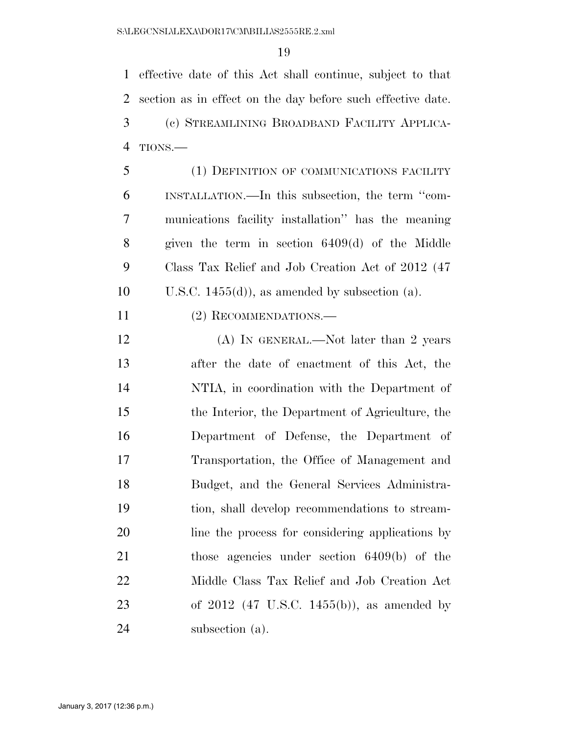effective date of this Act shall continue, subject to that section as in effect on the day before such effective date.

(c) STREAMLINING BROADBAND FACILITY APPLICATIONS.—

(1) DEFINITION OF COMMUNICATIONS FACILITY INSTALLATION.—In this subsection, the term ''communications facility installation'' has the meaning given the term in section 6409(d) of the Middle Class Tax Relief and Job Creation Act of 2012 (47 U.S.C. 1455(d)), as amended by subsection (a).

(2) RECOMMENDATIONS.—

(A) IN GENERAL.—Not later than 2 years after the date of enactment of this Act, the NTIA, in coordination with the Department of the Interior, the Department of Agriculture, the Department of Defense, the Department of Transportation, the Office of Management and Budget, and the General Services Administration, shall develop recommendations to streamline the process for considering applications by those agencies under section 6409(b) of the Middle Class Tax Relief and Job Creation Act of 2012 (47 U.S.C. 1455(b)), as amended by subsection (a).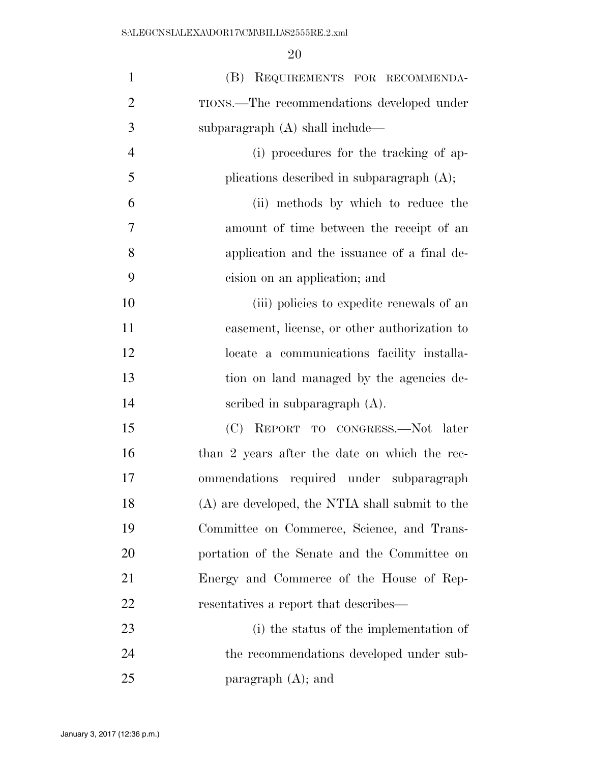(B) REQUIREMENTS FOR RECOMMENDATIONS.—The recommendations developed under subparagraph (A) shall include—

(i) procedures for the tracking of applications described in subparagraph (A);

(ii) methods by which to reduce the amount of time between the receipt of an application and the issuance of a final decision on an application; and

(iii) policies to expedite renewals of an easement, license, or other authorization to locate a communications facility installation on land managed by the agencies described in subparagraph (A).

(C) REPORT TO CONGRESS.—Not later than 2 years after the date on which the recommendations required under subparagraph (A) are developed, the NTIA shall submit to the Committee on Commerce, Science, and Transportation of the Senate and the Committee on Energy and Commerce of the House of Representatives a report that describes—

(i) the status of the implementation of the recommendations developed under subparagraph (A); and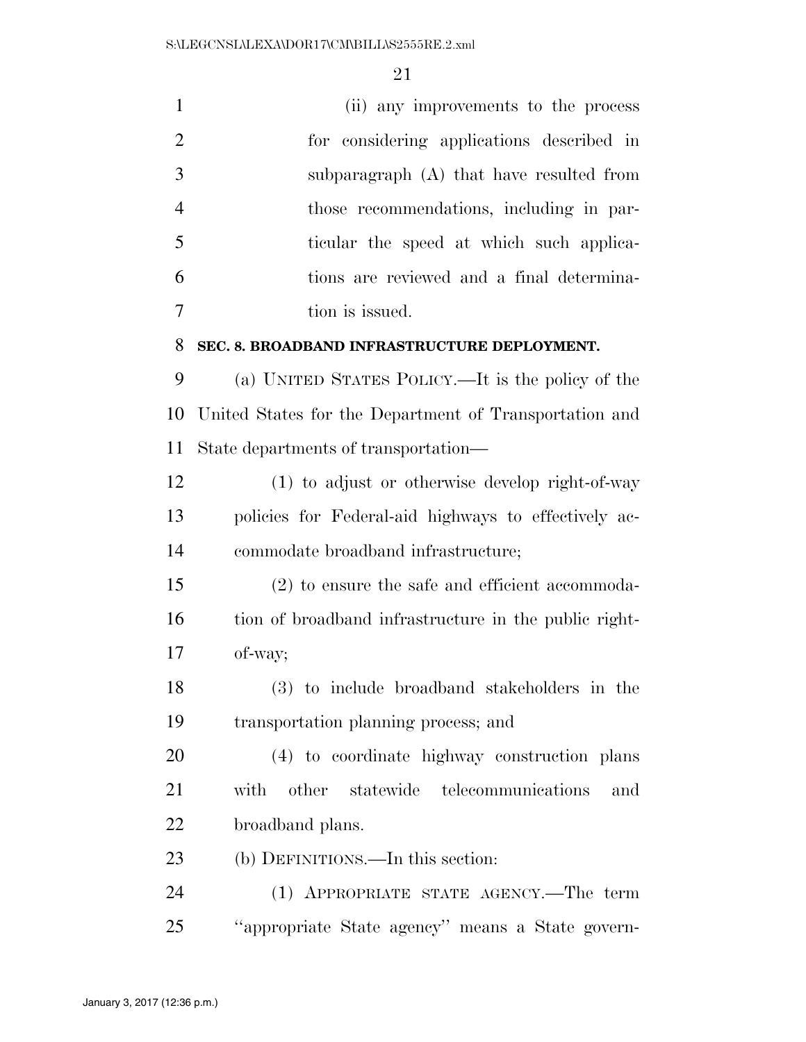(ii) any improvements to the process for considering applications described in subparagraph (A) that have resulted from those recommendations, including in particular the speed at which such applications are reviewed and a final determination is issued.

**SEC. 8. BROADBAND INFRASTRUCTURE DEPLOYMENT.**

(a) UNITED STATES POLICY.—It is the policy of the United States for the Department of Transportation and State departments of transportation—

(1) to adjust or otherwise develop right-of-way policies for Federal-aid highways to effectively accommodate broadband infrastructure;

(2) to ensure the safe and efficient accommodation of broadband infrastructure in the public right-of-way;

(3) to include broadband stakeholders in the transportation planning process; and

(4) to coordinate highway construction plans with other statewide telecommunications and broadband plans.

(b) DEFINITIONS.—In this section:

(1) APPROPRIATE STATE AGENCY.—The term ''appropriate State agency'' means a State govern-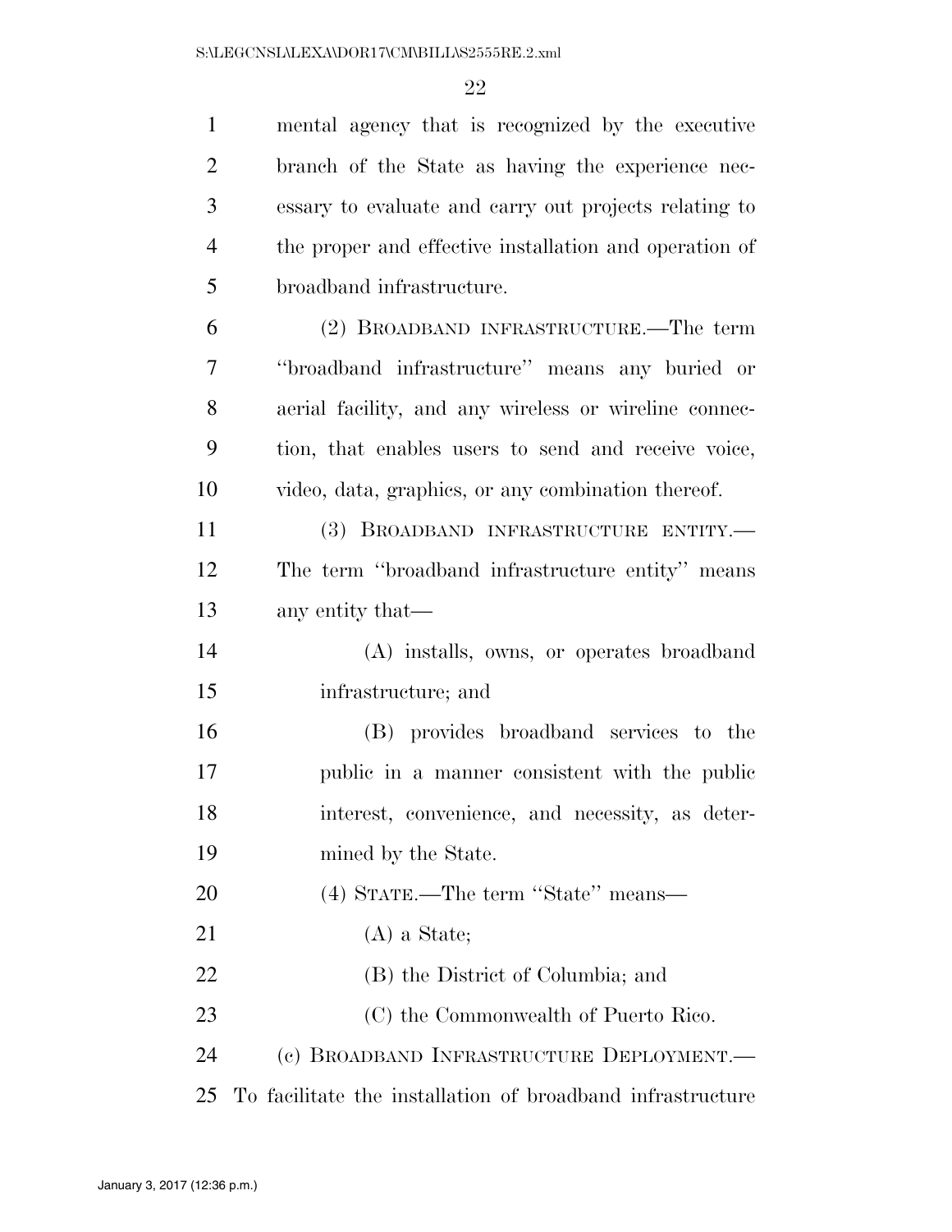mental agency that is recognized by the executive branch of the State as having the experience necessary to evaluate and carry out projects relating to the proper and effective installation and operation of broadband infrastructure.

(2) BROADBAND INFRASTRUCTURE.—The term "broadband infrastructure" means any buried or aerial facility, and any wireless or wireline connection, that enables users to send and receive voice, video, data, graphics, or any combination thereof.

(3) BROADBAND INFRASTRUCTURE ENTITY.— The term "broadband infrastructure entity" means any entity that—

(A) installs, owns, or operates broadband infrastructure; and

(B) provides broadband services to the public in a manner consistent with the public interest, convenience, and necessity, as determined by the State.

(4) STATE.—The term "State" means—

(A) a State;

(B) the District of Columbia; and

(C) the Commonwealth of Puerto Rico.

(c) BROADBAND INFRASTRUCTURE DEPLOYMENT.— To facilitate the installation of broadband infrastructure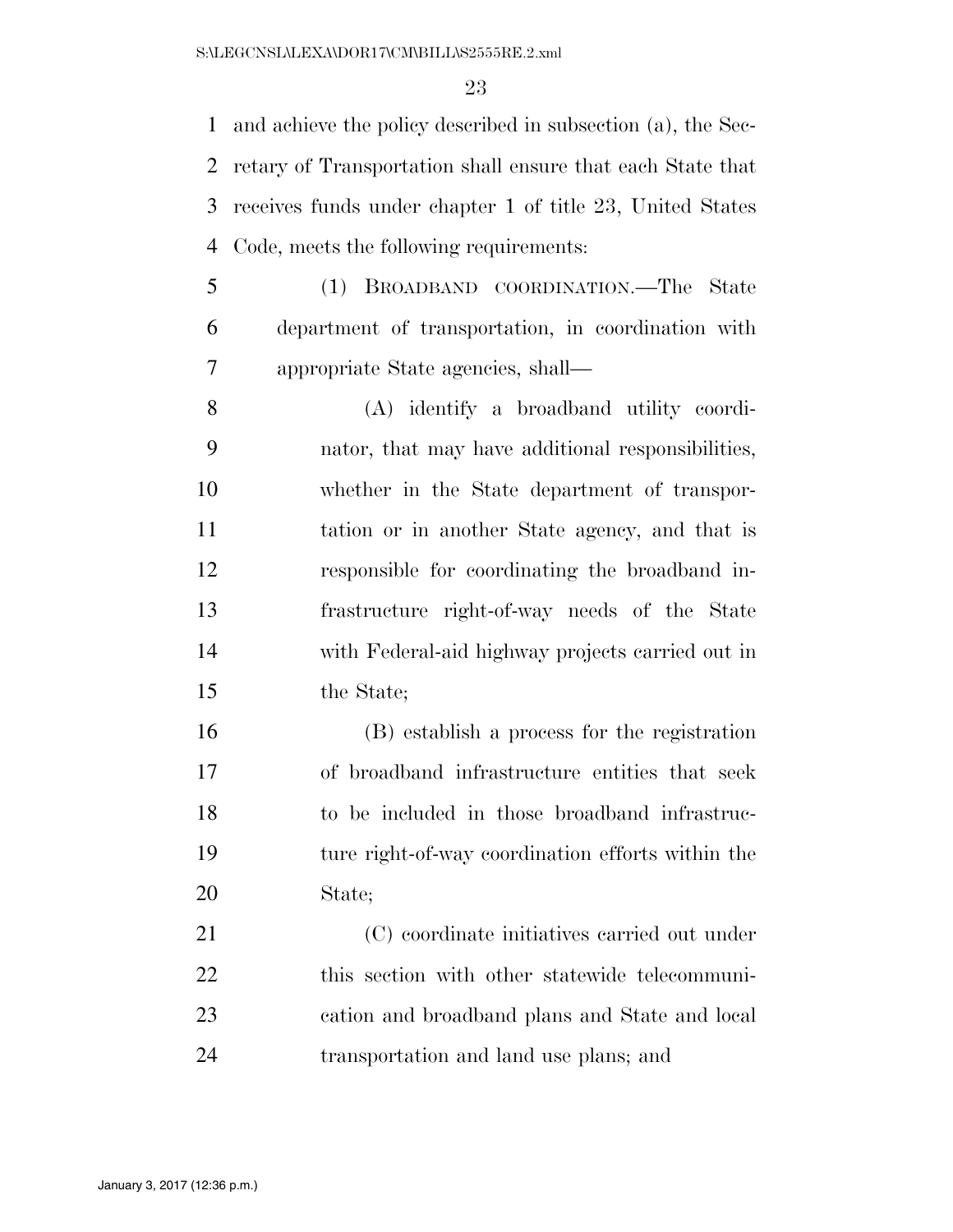and achieve the policy described in subsection (a), the Secretary of Transportation shall ensure that each State that receives funds under chapter 1 of title 23, United States Code, meets the following requirements:

(1) BROADBAND COORDINATION.—The State department of transportation, in coordination with appropriate State agencies, shall—

(A) identify a broadband utility coordinator, that may have additional responsibilities, whether in the State department of transportation or in another State agency, and that is responsible for coordinating the broadband infrastructure right-of-way needs of the State with Federal-aid highway projects carried out in the State;

(B) establish a process for the registration of broadband infrastructure entities that seek to be included in those broadband infrastructure right-of-way coordination efforts within the State;

(C) coordinate initiatives carried out under this section with other statewide telecommunication and broadband plans and State and local transportation and land use plans; and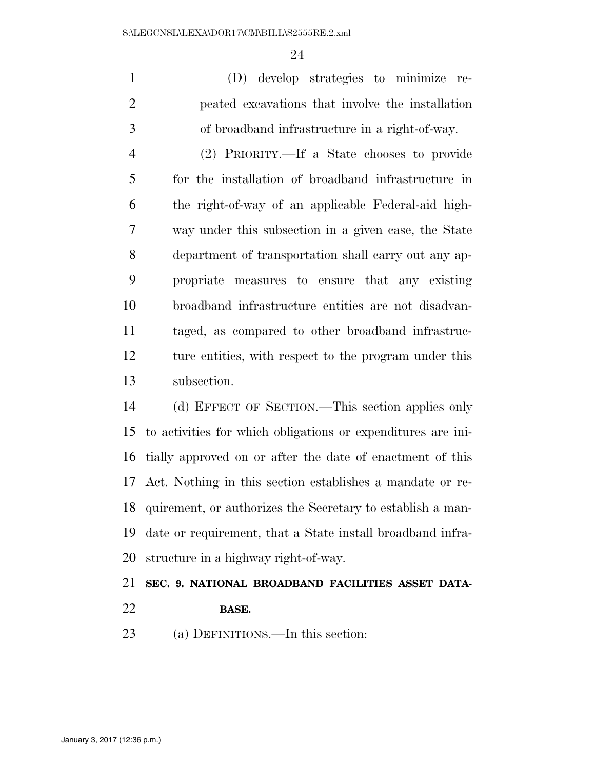(D) develop strategies to minimize repeated excavations that involve the installation of broadband infrastructure in a right-of-way.

(2) PRIORITY.—If a State chooses to provide for the installation of broadband infrastructure in the right-of-way of an applicable Federal-aid highway under this subsection in a given case, the State department of transportation shall carry out any appropriate measures to ensure that any existing broadband infrastructure entities are not disadvantaged, as compared to other broadband infrastructure entities, with respect to the program under this subsection.

(d) EFFECT OF SECTION.—This section applies only to activities for which obligations or expenditures are initially approved on or after the date of enactment of this Act. Nothing in this section establishes a mandate or requirement, or authorizes the Secretary to establish a mandate or requirement, that a State install broadband infrastructure in a highway right-of-way.

## SEC. 9. NATIONAL BROADBAND FACILITIES ASSET DATABASE.

(a) DEFINITIONS.—In this section: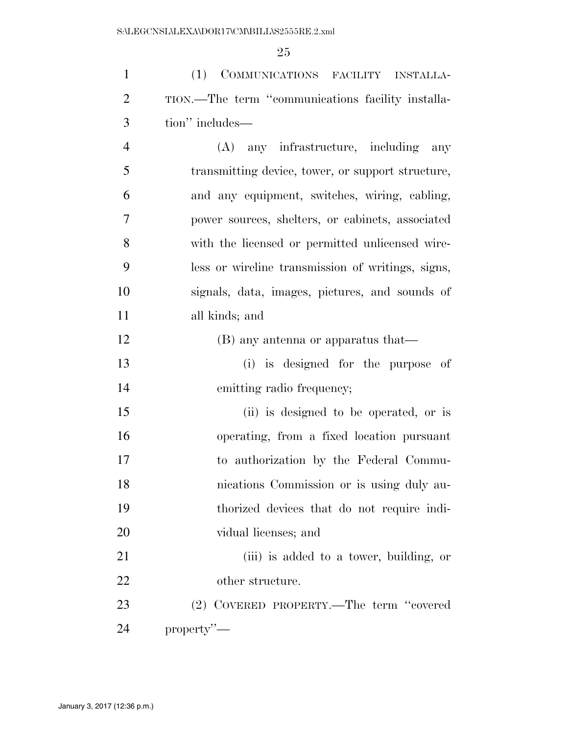(1) COMMUNICATIONS FACILITY INSTALLATION.—The term "communications facility installation" includes—

(A) any infrastructure, including any transmitting device, tower, or support structure, and any equipment, switches, wiring, cabling, power sources, shelters, or cabinets, associated with the licensed or permitted unlicensed wireless or wireline transmission of writings, signs, signals, data, images, pictures, and sounds of all kinds; and

(B) any antenna or apparatus that—

(i) is designed for the purpose of emitting radio frequency;

(ii) is designed to be operated, or is operating, from a fixed location pursuant to authorization by the Federal Communications Commission or is using duly authorized devices that do not require individual licenses; and

(iii) is added to a tower, building, or other structure.

(2) COVERED PROPERTY.—The term "covered property"—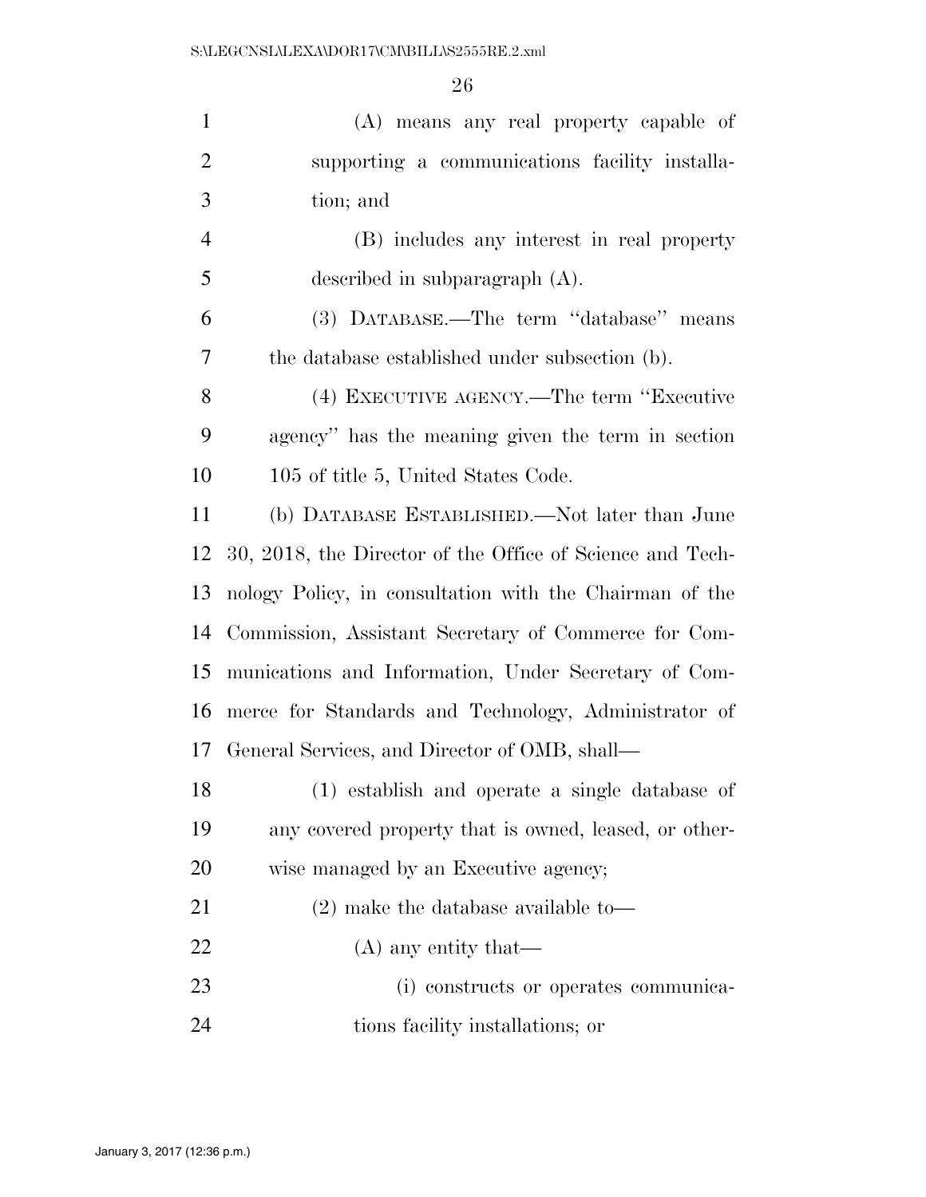(A) means any real property capable of supporting a communications facility installation; and

(B) includes any interest in real property described in subparagraph (A).

(3) DATABASE.—The term ''database'' means the database established under subsection (b).

(4) EXECUTIVE AGENCY.—The term ''Executive agency'' has the meaning given the term in section 105 of title 5, United States Code.

(b) DATABASE ESTABLISHED.—Not later than June 30, 2018, the Director of the Office of Science and Technology Policy, in consultation with the Chairman of the Commission, Assistant Secretary of Commerce for Communications and Information, Under Secretary of Commerce for Standards and Technology, Administrator of General Services, and Director of OMB, shall—

(1) establish and operate a single database of any covered property that is owned, leased, or otherwise managed by an Executive agency;

(2) make the database available to—

(A) any entity that—

(i) constructs or operates communications facility installations; or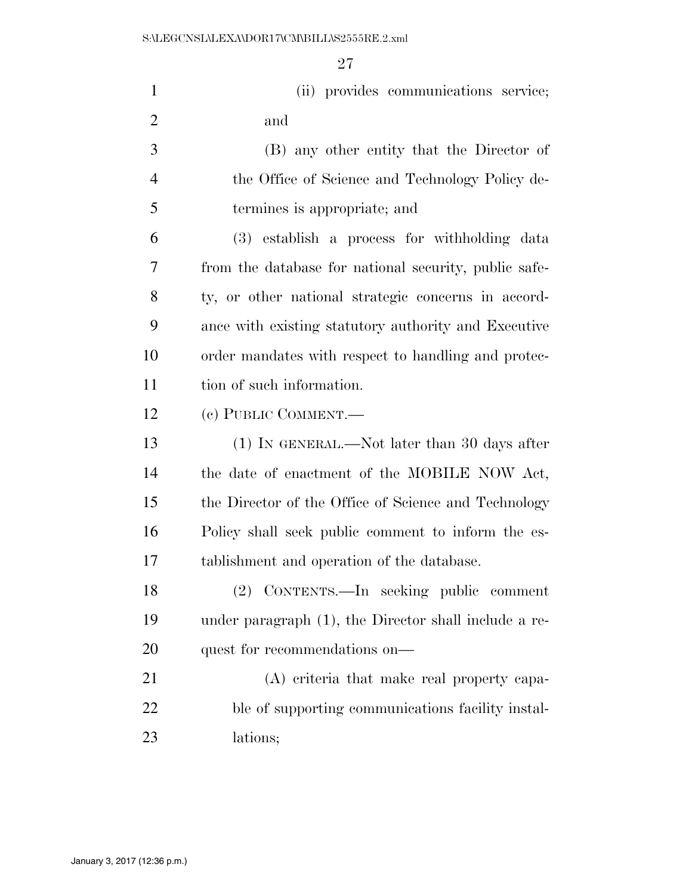(ii) provides communications service; and

(B) any other entity that the Director of the Office of Science and Technology Policy determines is appropriate; and

(3) establish a process for withholding data from the database for national security, public safety, or other national strategic concerns in accordance with existing statutory authority and Executive order mandates with respect to handling and protection of such information.

(c) PUBLIC COMMENT.—

(1) IN GENERAL.—Not later than 30 days after the date of enactment of the MOBILE NOW Act, the Director of the Office of Science and Technology Policy shall seek public comment to inform the establishment and operation of the database.

(2) CONTENTS.—In seeking public comment under paragraph (1), the Director shall include a request for recommendations on—

(A) criteria that make real property capable of supporting communications facility installations;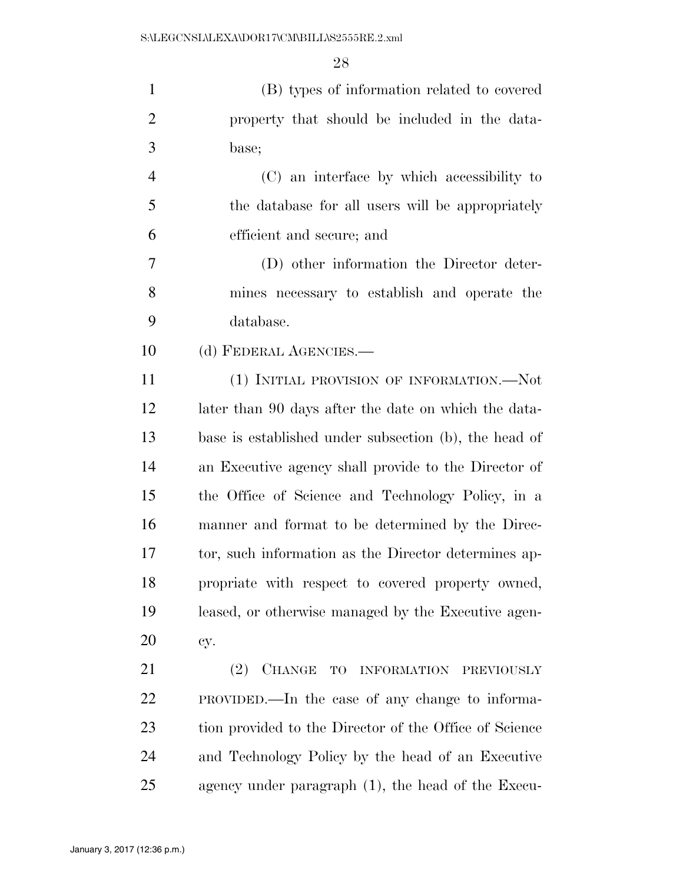(B) types of information related to covered property that should be included in the database;

(C) an interface by which accessibility to the database for all users will be appropriately efficient and secure; and

(D) other information the Director determines necessary to establish and operate the database.

(d) FEDERAL AGENCIES.—

(1) INITIAL PROVISION OF INFORMATION.—Not later than 90 days after the date on which the database is established under subsection (b), the head of an Executive agency shall provide to the Director of the Office of Science and Technology Policy, in a manner and format to be determined by the Director, such information as the Director determines appropriate with respect to covered property owned, leased, or otherwise managed by the Executive agency.

(2) CHANGE TO INFORMATION PREVIOUSLY PROVIDED.—In the case of any change to information provided to the Director of the Office of Science and Technology Policy by the head of an Executive agency under paragraph (1), the head of the Execu-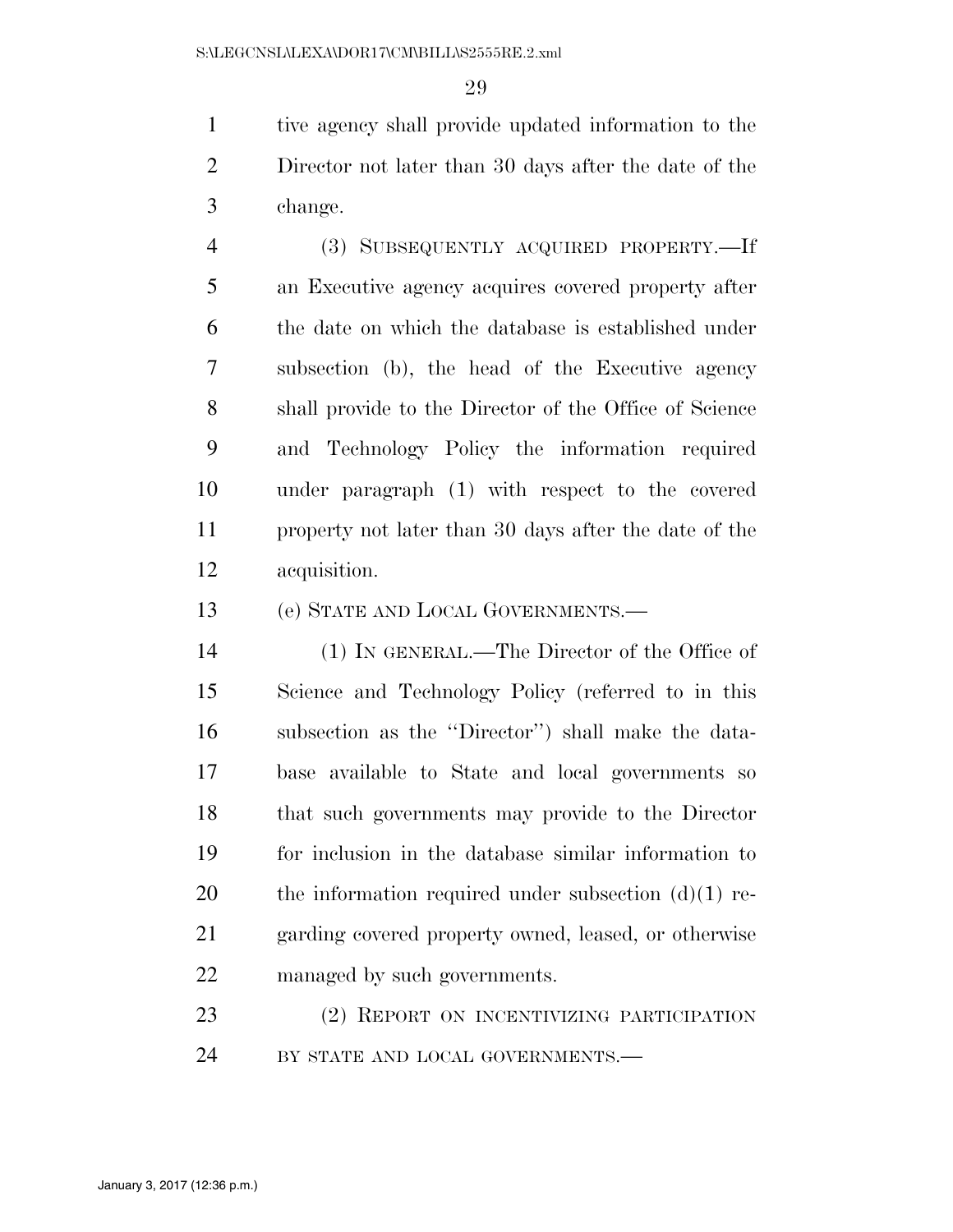tive agency shall provide updated information to the Director not later than 30 days after the date of the change.

(3) SUBSEQUENTLY ACQUIRED PROPERTY.—If an Executive agency acquires covered property after the date on which the database is established under subsection (b), the head of the Executive agency shall provide to the Director of the Office of Science and Technology Policy the information required under paragraph (1) with respect to the covered property not later than 30 days after the date of the acquisition.

(e) STATE AND LOCAL GOVERNMENTS.—

(1) IN GENERAL.—The Director of the Office of Science and Technology Policy (referred to in this subsection as the ''Director'') shall make the database available to State and local governments so that such governments may provide to the Director for inclusion in the database similar information to the information required under subsection (d)(1) regarding covered property owned, leased, or otherwise managed by such governments.

(2) REPORT ON INCENTIVIZING PARTICIPATION BY STATE AND LOCAL GOVERNMENTS.—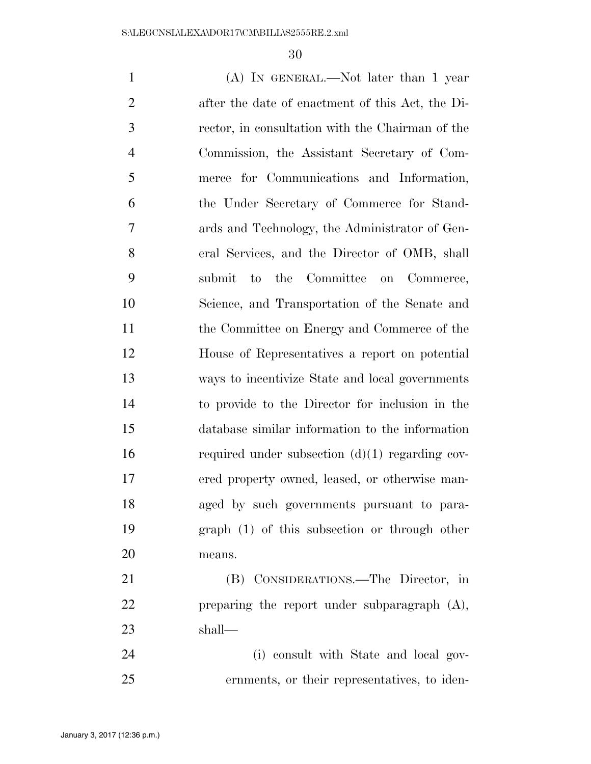(A) IN GENERAL.—Not later than 1 year after the date of enactment of this Act, the Director, in consultation with the Chairman of the Commission, the Assistant Secretary of Commerce for Communications and Information, the Under Secretary of Commerce for Standards and Technology, the Administrator of General Services, and the Director of OMB, shall submit to the Committee on Commerce, Science, and Transportation of the Senate and the Committee on Energy and Commerce of the House of Representatives a report on potential ways to incentivize State and local governments to provide to the Director for inclusion in the database similar information to the information required under subsection (d)(1) regarding covered property owned, leased, or otherwise managed by such governments pursuant to paragraph (1) of this subsection or through other means.

(B) CONSIDERATIONS.—The Director, in preparing the report under subparagraph (A), shall—

(i) consult with State and local governments, or their representatives, to iden-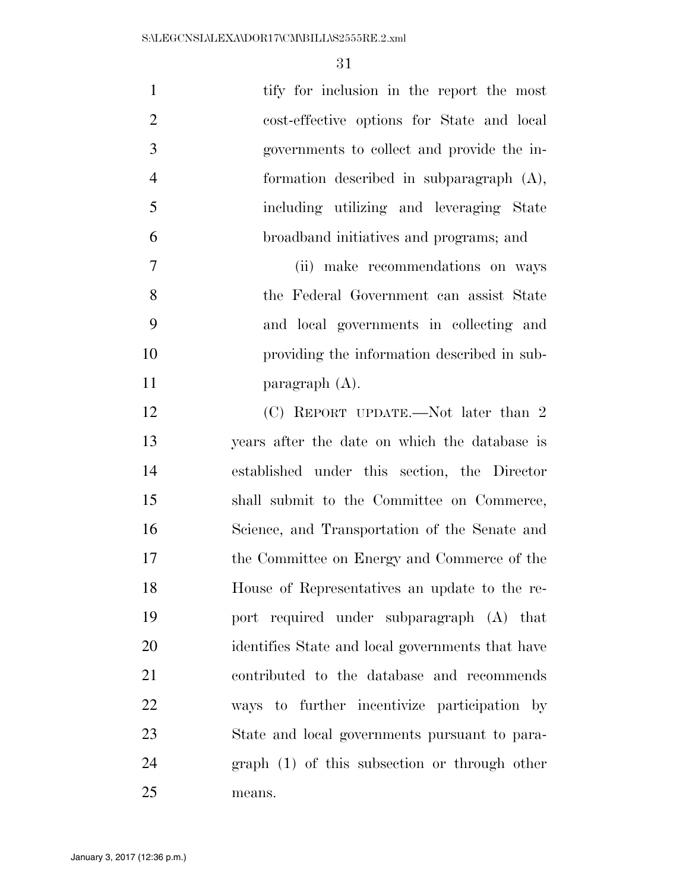tify for inclusion in the report the most cost-effective options for State and local governments to collect and provide the information described in subparagraph (A), including utilizing and leveraging State broadband initiatives and programs; and

(ii) make recommendations on ways the Federal Government can assist State and local governments in collecting and providing the information described in subparagraph (A).

(C) REPORT UPDATE.—Not later than 2 years after the date on which the database is established under this section, the Director shall submit to the Committee on Commerce, Science, and Transportation of the Senate and the Committee on Energy and Commerce of the House of Representatives an update to the report required under subparagraph (A) that identifies State and local governments that have contributed to the database and recommends ways to further incentivize participation by State and local governments pursuant to paragraph (1) of this subsection or through other means.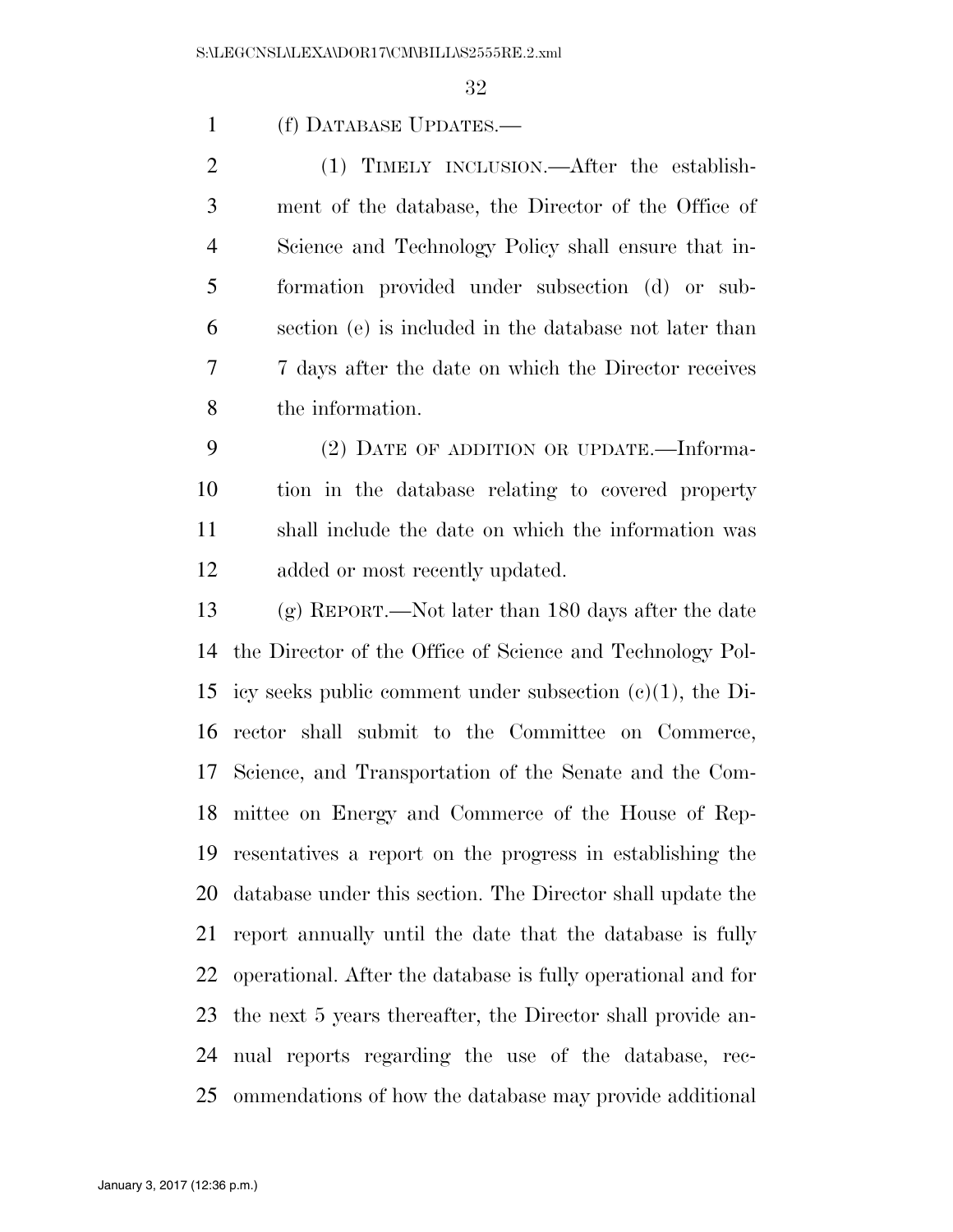(f) DATABASE UPDATES.—

(1) TIMELY INCLUSION.—After the establishment of the database, the Director of the Office of Science and Technology Policy shall ensure that information provided under subsection (d) or subsection (e) is included in the database not later than 7 days after the date on which the Director receives the information.

(2) DATE OF ADDITION OR UPDATE.—Information in the database relating to covered property shall include the date on which the information was added or most recently updated.

(g) REPORT.—Not later than 180 days after the date the Director of the Office of Science and Technology Policy seeks public comment under subsection (c)(1), the Director shall submit to the Committee on Commerce, Science, and Transportation of the Senate and the Committee on Energy and Commerce of the House of Representatives a report on the progress in establishing the database under this section. The Director shall update the report annually until the date that the database is fully operational. After the database is fully operational and for the next 5 years thereafter, the Director shall provide annual reports regarding the use of the database, recommendations of how the database may provide additional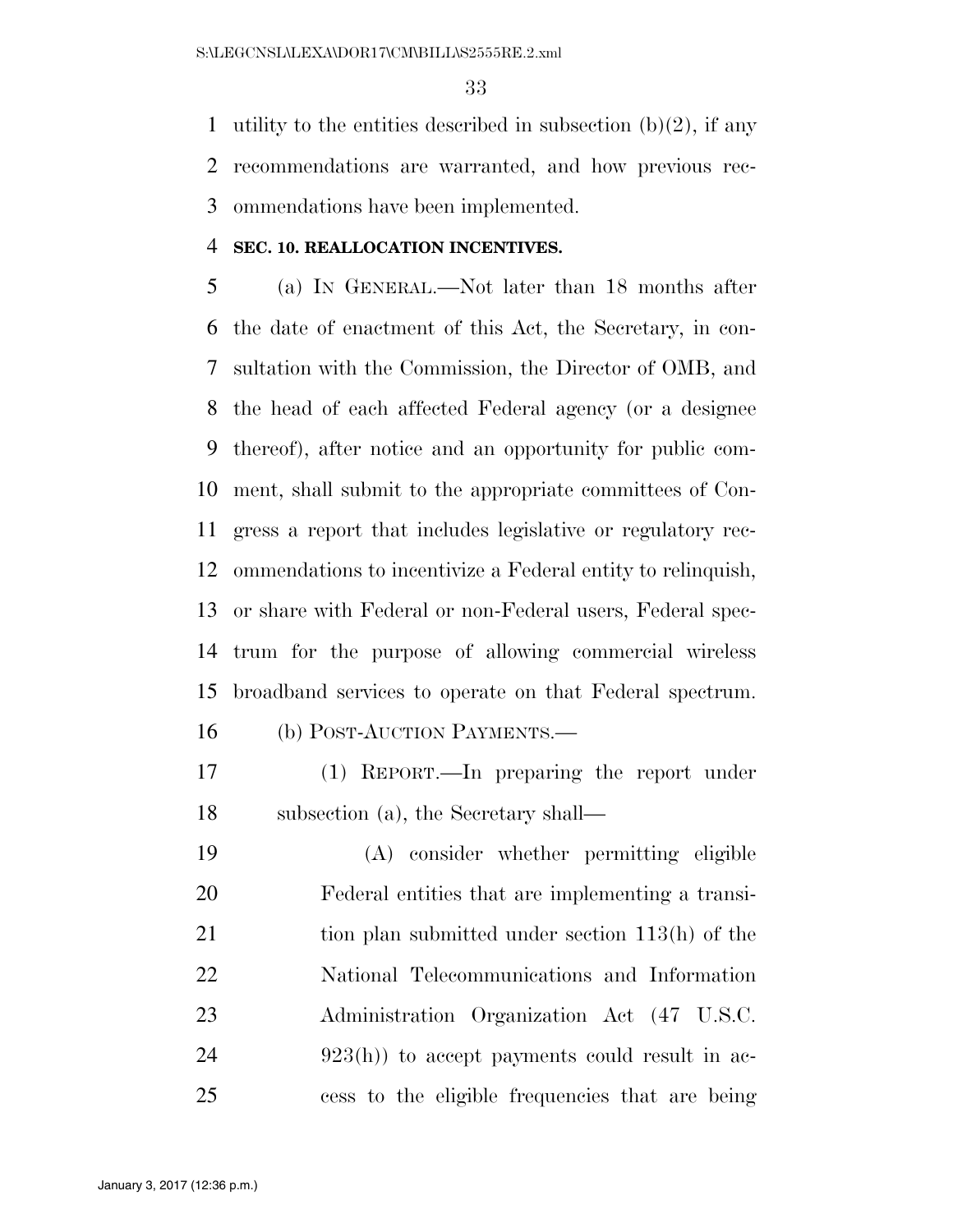utility to the entities described in subsection (b)(2), if any recommendations are warranted, and how previous recommendations have been implemented.

**SEC. 10. REALLOCATION INCENTIVES.**

(a) IN GENERAL.—Not later than 18 months after the date of enactment of this Act, the Secretary, in consultation with the Commission, the Director of OMB, and the head of each affected Federal agency (or a designee thereof), after notice and an opportunity for public comment, shall submit to the appropriate committees of Congress a report that includes legislative or regulatory recommendations to incentivize a Federal entity to relinquish, or share with Federal or non-Federal users, Federal spectrum for the purpose of allowing commercial wireless broadband services to operate on that Federal spectrum.

(b) POST-AUCTION PAYMENTS.—

(1) REPORT.—In preparing the report under subsection (a), the Secretary shall—

(A) consider whether permitting eligible Federal entities that are implementing a transition plan submitted under section 113(h) of the National Telecommunications and Information Administration Organization Act (47 U.S.C. 923(h)) to accept payments could result in access to the eligible frequencies that are being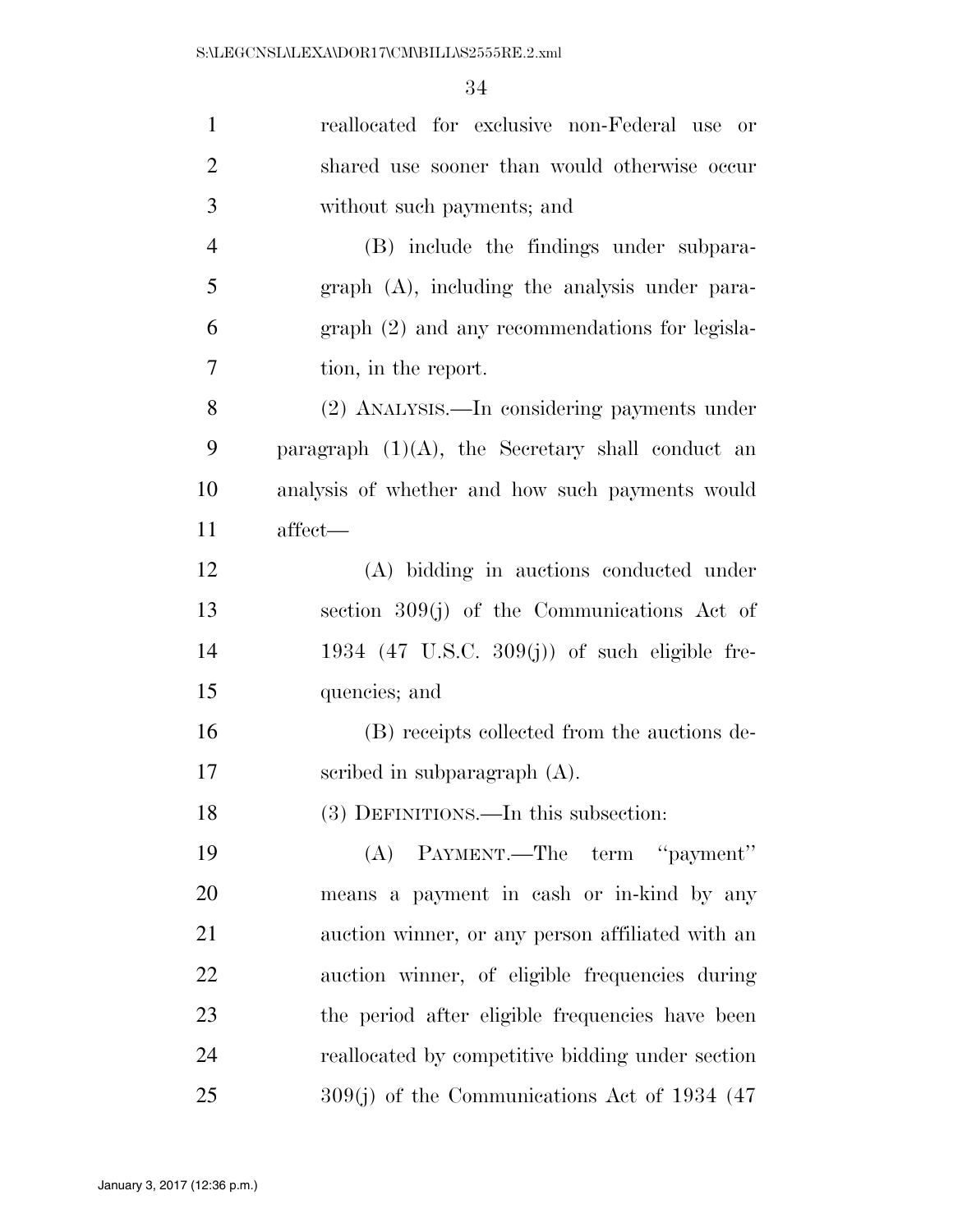reallocated for exclusive non-Federal use or shared use sooner than would otherwise occur without such payments; and

(B) include the findings under subparagraph (A), including the analysis under paragraph (2) and any recommendations for legislation, in the report.

(2) ANALYSIS.—In considering payments under paragraph (1)(A), the Secretary shall conduct an analysis of whether and how such payments would affect—

(A) bidding in auctions conducted under section 309(j) of the Communications Act of 1934 (47 U.S.C. 309(j)) of such eligible frequencies; and

(B) receipts collected from the auctions described in subparagraph (A).

(3) DEFINITIONS.—In this subsection:

(A) PAYMENT.—The term "payment" means a payment in cash or in-kind by any auction winner, or any person affiliated with an auction winner, of eligible frequencies during the period after eligible frequencies have been reallocated by competitive bidding under section 309(j) of the Communications Act of 1934 (47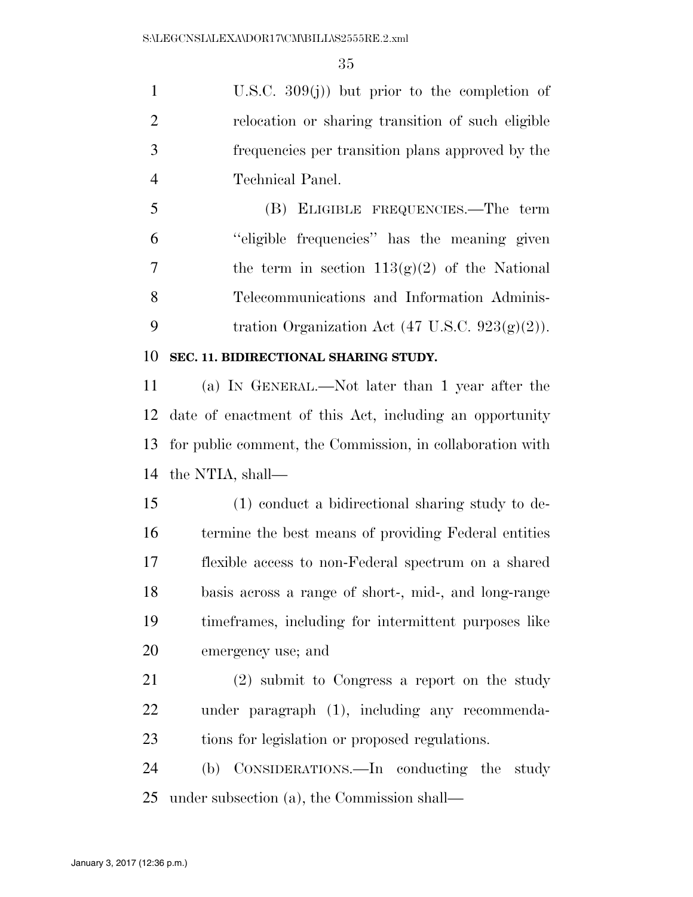U.S.C. 309(j)) but prior to the completion of relocation or sharing transition of such eligible frequencies per transition plans approved by the Technical Panel.

(B) ELIGIBLE FREQUENCIES.—The term "eligible frequencies" has the meaning given the term in section 113(g)(2) of the National Telecommunications and Information Administration Organization Act (47 U.S.C. 923(g)(2)).

**SEC. 11. BIDIRECTIONAL SHARING STUDY.**

(a) IN GENERAL.—Not later than 1 year after the date of enactment of this Act, including an opportunity for public comment, the Commission, in collaboration with the NTIA, shall—

(1) conduct a bidirectional sharing study to determine the best means of providing Federal entities flexible access to non-Federal spectrum on a shared basis across a range of short-, mid-, and long-range timeframes, including for intermittent purposes like emergency use; and

(2) submit to Congress a report on the study under paragraph (1), including any recommendations for legislation or proposed regulations.

(b) CONSIDERATIONS.—In conducting the study under subsection (a), the Commission shall—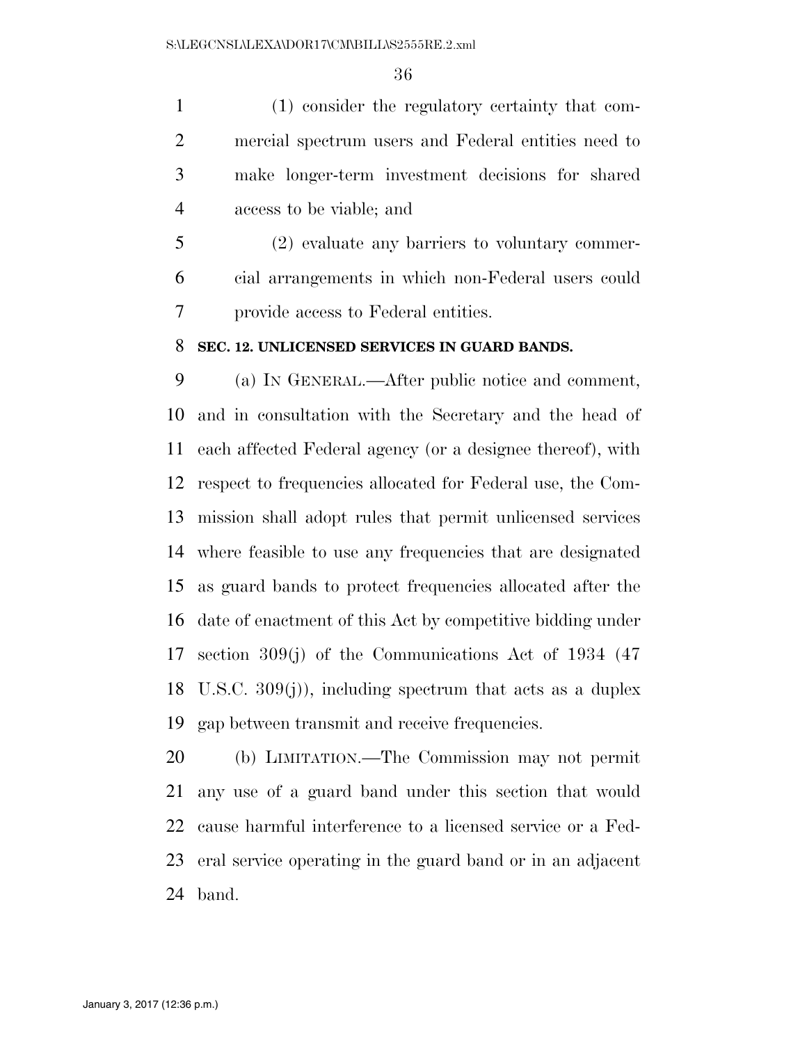(1) consider the regulatory certainty that commercial spectrum users and Federal entities need to make longer-term investment decisions for shared access to be viable; and

(2) evaluate any barriers to voluntary commercial arrangements in which non-Federal users could provide access to Federal entities.

**SEC. 12. UNLICENSED SERVICES IN GUARD BANDS.**

(a) IN GENERAL.—After public notice and comment, and in consultation with the Secretary and the head of each affected Federal agency (or a designee thereof), with respect to frequencies allocated for Federal use, the Commission shall adopt rules that permit unlicensed services where feasible to use any frequencies that are designated as guard bands to protect frequencies allocated after the date of enactment of this Act by competitive bidding under section 309(j) of the Communications Act of 1934 (47 U.S.C. 309(j)), including spectrum that acts as a duplex gap between transmit and receive frequencies.

(b) LIMITATION.—The Commission may not permit any use of a guard band under this section that would cause harmful interference to a licensed service or a Federal service operating in the guard band or in an adjacent band.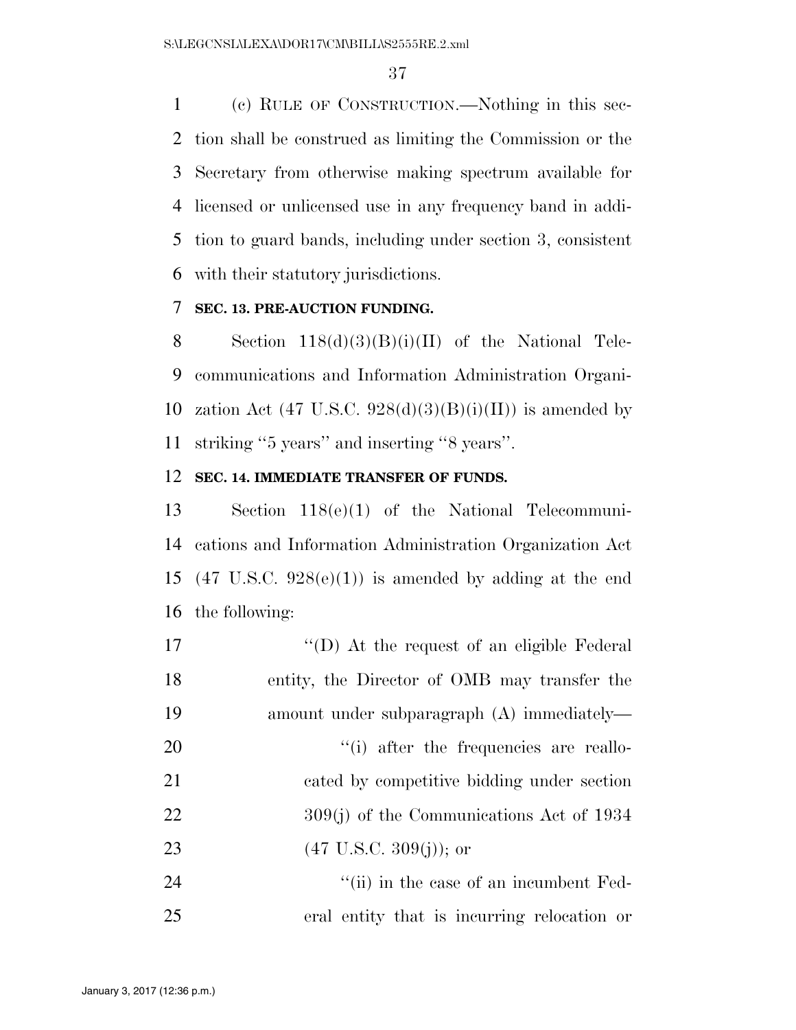(c) RULE OF CONSTRUCTION.—Nothing in this section shall be construed as limiting the Commission or the Secretary from otherwise making spectrum available for licensed or unlicensed use in any frequency band in addition to guard bands, including under section 3, consistent with their statutory jurisdictions.

**SEC. 13. PRE-AUCTION FUNDING.**

Section 118(d)(3)(B)(i)(II) of the National Telecommunications and Information Administration Organization Act (47 U.S.C. 928(d)(3)(B)(i)(II)) is amended by striking ''5 years'' and inserting ''8 years''.

**SEC. 14. IMMEDIATE TRANSFER OF FUNDS.**

Section 118(e)(1) of the National Telecommunications and Information Administration Organization Act (47 U.S.C. 928(e)(1)) is amended by adding at the end the following:

''(D) At the request of an eligible Federal entity, the Director of OMB may transfer the amount under subparagraph (A) immediately—

''(i) after the frequencies are reallocated by competitive bidding under section 309(j) of the Communications Act of 1934 (47 U.S.C. 309(j)); or

''(ii) in the case of an incumbent Federal entity that is incurring relocation or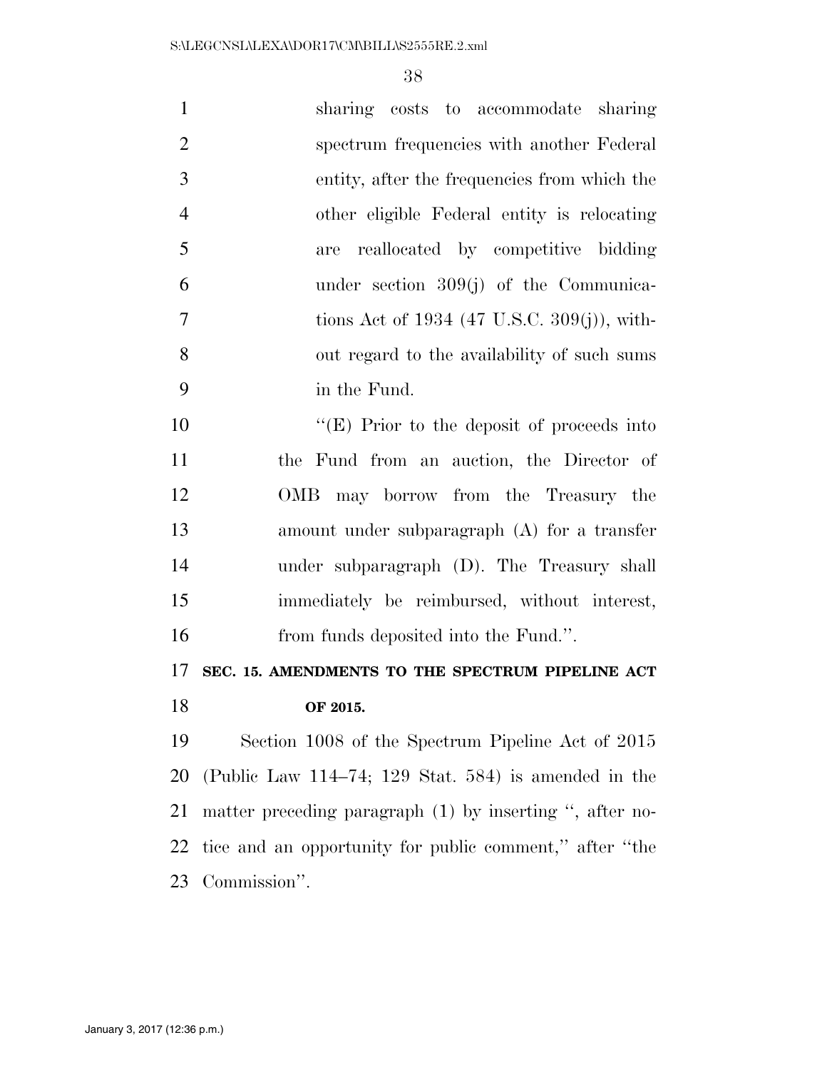sharing costs to accommodate sharing spectrum frequencies with another Federal entity, after the frequencies from which the other eligible Federal entity is relocating are reallocated by competitive bidding under section 309(j) of the Communications Act of 1934 (47 U.S.C. 309(j)), without regard to the availability of such sums in the Fund.

''(E) Prior to the deposit of proceeds into the Fund from an auction, the Director of OMB may borrow from the Treasury the amount under subparagraph (A) for a transfer under subparagraph (D). The Treasury shall immediately be reimbursed, without interest, from funds deposited into the Fund.''.

**SEC. 15. AMENDMENTS TO THE SPECTRUM PIPELINE ACT OF 2015.**

Section 1008 of the Spectrum Pipeline Act of 2015 (Public Law 114–74; 129 Stat. 584) is amended in the matter preceding paragraph (1) by inserting '', after notice and an opportunity for public comment,'' after ''the Commission''.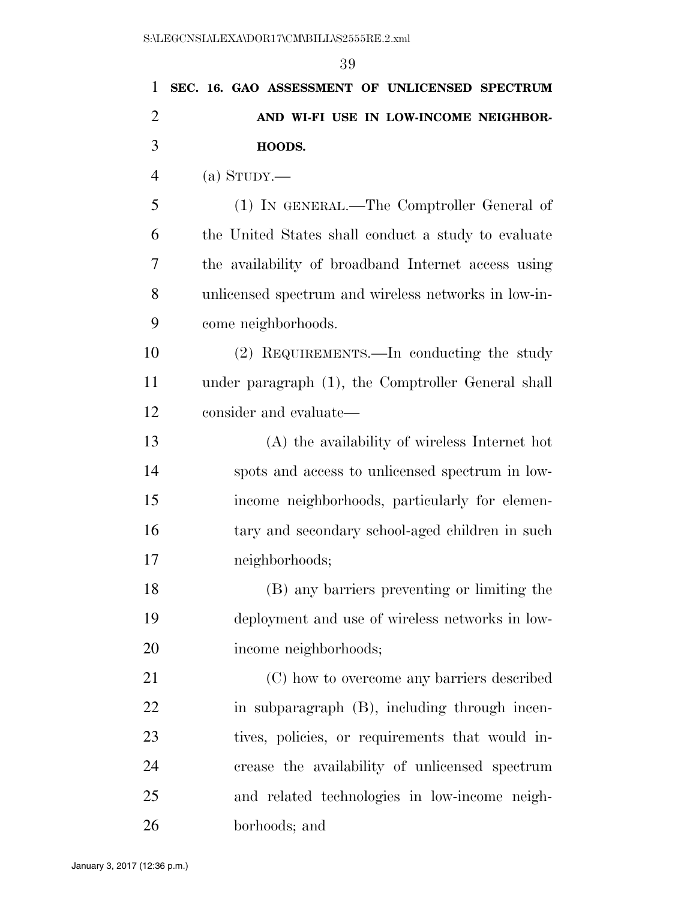**SEC. 16. GAO ASSESSMENT OF UNLICENSED SPECTRUM AND WI-FI USE IN LOW-INCOME NEIGHBORHOODS.**

(a) STUDY.—

(1) IN GENERAL.—The Comptroller General of the United States shall conduct a study to evaluate the availability of broadband Internet access using unlicensed spectrum and wireless networks in low-income neighborhoods.

(2) REQUIREMENTS.—In conducting the study under paragraph (1), the Comptroller General shall consider and evaluate—

(A) the availability of wireless Internet hot spots and access to unlicensed spectrum in low-income neighborhoods, particularly for elementary and secondary school-aged children in such neighborhoods;

(B) any barriers preventing or limiting the deployment and use of wireless networks in low-income neighborhoods;

(C) how to overcome any barriers described in subparagraph (B), including through incentives, policies, or requirements that would increase the availability of unlicensed spectrum and related technologies in low-income neighborhoods; and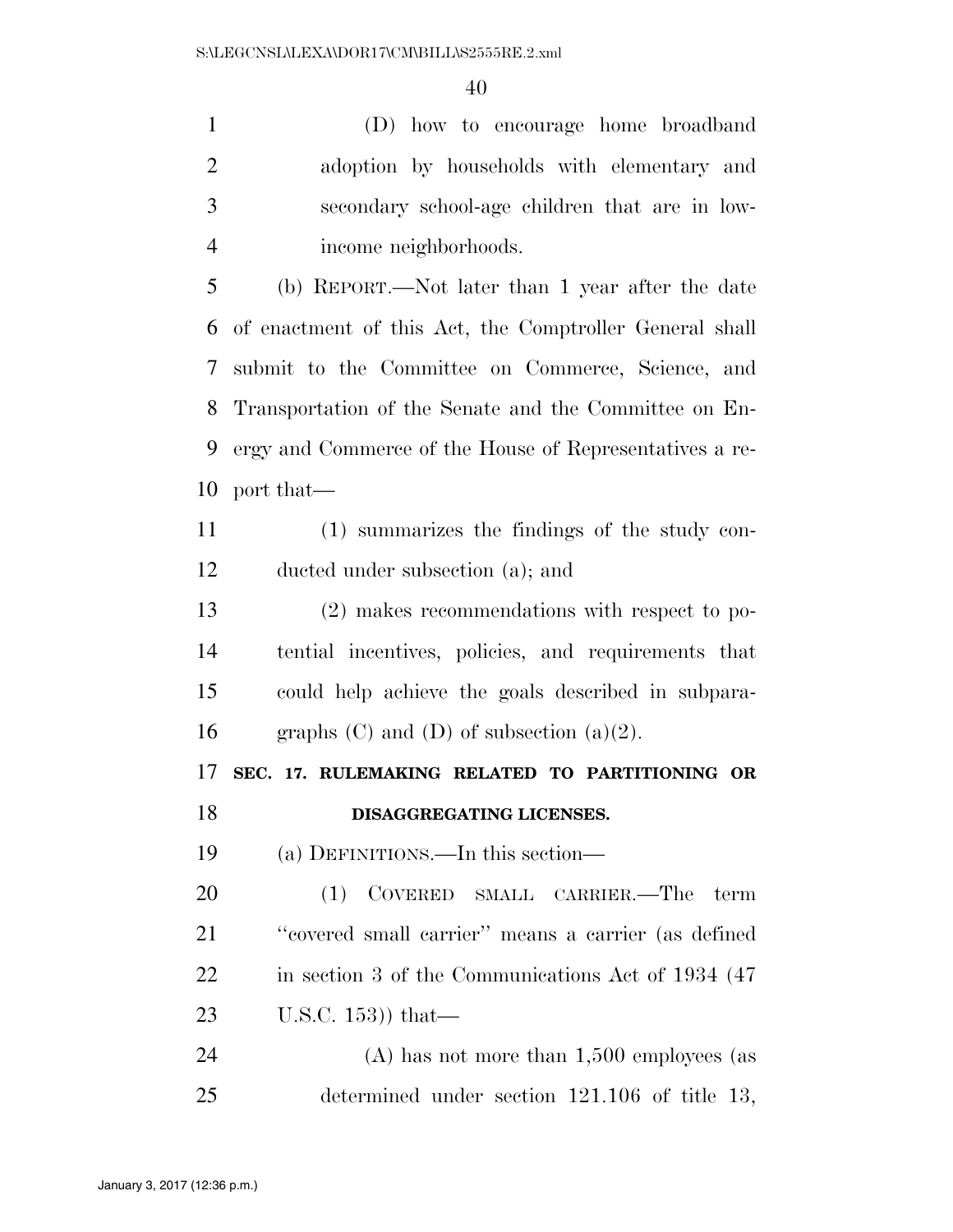(D) how to encourage home broadband adoption by households with elementary and secondary school-age children that are in low-income neighborhoods.

(b) REPORT.—Not later than 1 year after the date of enactment of this Act, the Comptroller General shall submit to the Committee on Commerce, Science, and Transportation of the Senate and the Committee on Energy and Commerce of the House of Representatives a report that—

(1) summarizes the findings of the study conducted under subsection (a); and

(2) makes recommendations with respect to potential incentives, policies, and requirements that could help achieve the goals described in subparagraphs (C) and (D) of subsection (a)(2).

**SEC. 17. RULEMAKING RELATED TO PARTITIONING OR DISAGGREGATING LICENSES.**

(a) DEFINITIONS.—In this section—

(1) COVERED SMALL CARRIER.—The term "covered small carrier" means a carrier (as defined in section 3 of the Communications Act of 1934 (47 U.S.C. 153)) that—

(A) has not more than 1,500 employees (as determined under section 121.106 of title 13,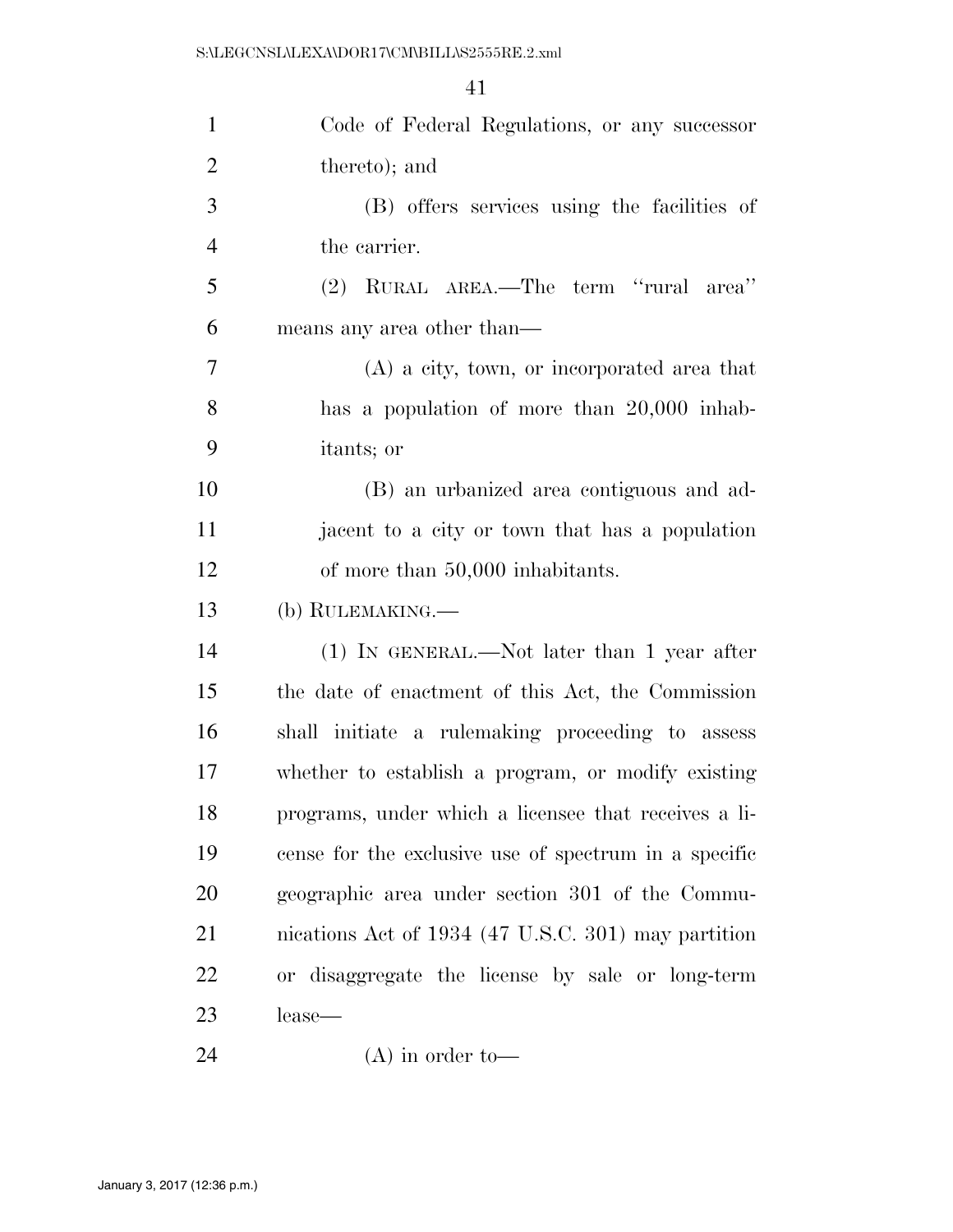Code of Federal Regulations, or any successor thereto); and

(B) offers services using the facilities of the carrier.

(2) RURAL AREA.—The term ''rural area'' means any area other than—

(A) a city, town, or incorporated area that has a population of more than 20,000 inhabitants; or

(B) an urbanized area contiguous and adjacent to a city or town that has a population of more than 50,000 inhabitants.

(b) RULEMAKING.—

(1) IN GENERAL.—Not later than 1 year after the date of enactment of this Act, the Commission shall initiate a rulemaking proceeding to assess whether to establish a program, or modify existing programs, under which a licensee that receives a license for the exclusive use of spectrum in a specific geographic area under section 301 of the Communications Act of 1934 (47 U.S.C. 301) may partition or disaggregate the license by sale or long-term lease—

(A) in order to—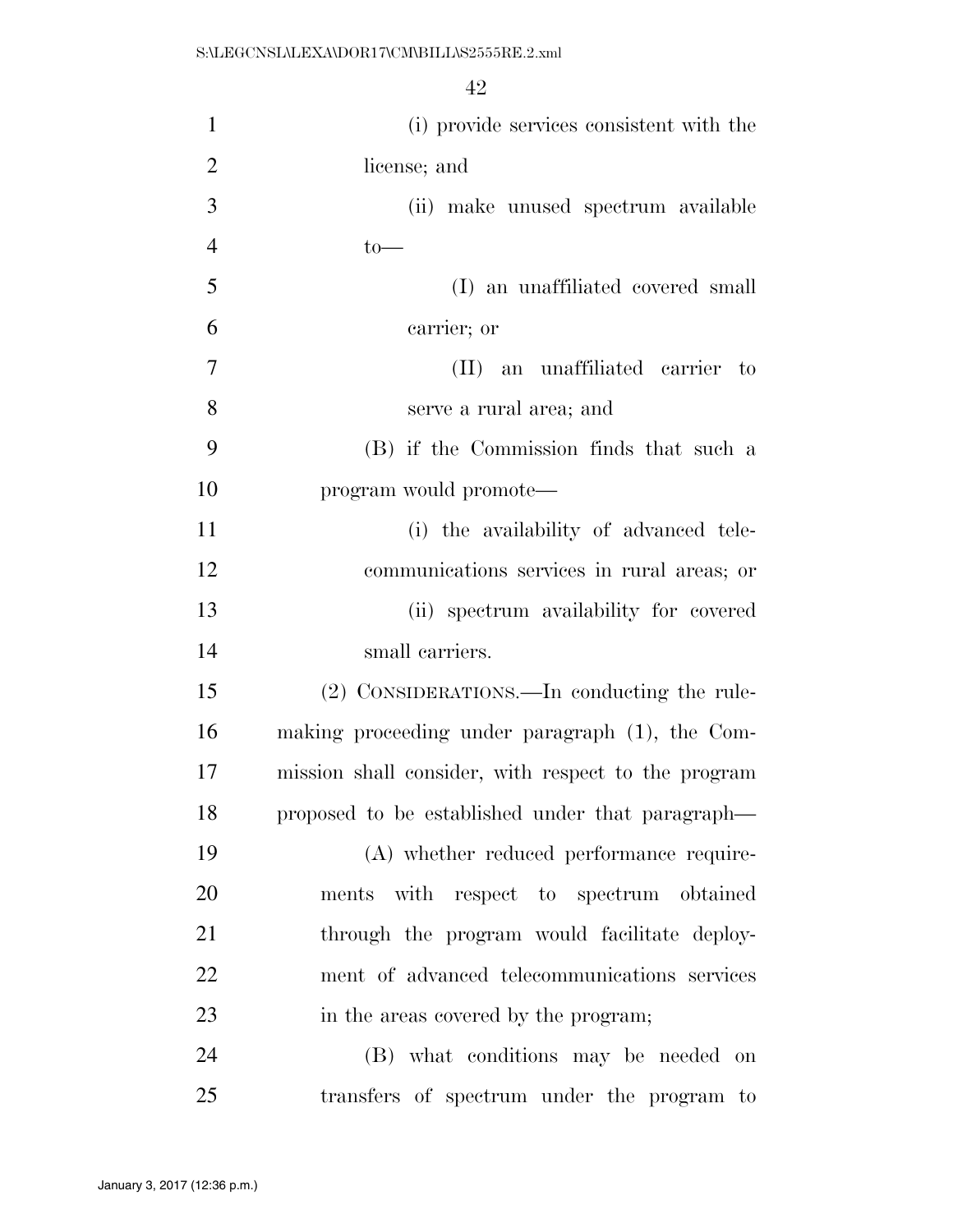(i) provide services consistent with the license; and

(ii) make unused spectrum available to—

(I) an unaffiliated covered small carrier; or

(II) an unaffiliated carrier to serve a rural area; and

(B) if the Commission finds that such a program would promote—

(i) the availability of advanced telecommunications services in rural areas; or

(ii) spectrum availability for covered small carriers.

(2) CONSIDERATIONS.—In conducting the rulemaking proceeding under paragraph (1), the Commission shall consider, with respect to the program proposed to be established under that paragraph—

(A) whether reduced performance requirements with respect to spectrum obtained through the program would facilitate deployment of advanced telecommunications services in the areas covered by the program;

(B) what conditions may be needed on transfers of spectrum under the program to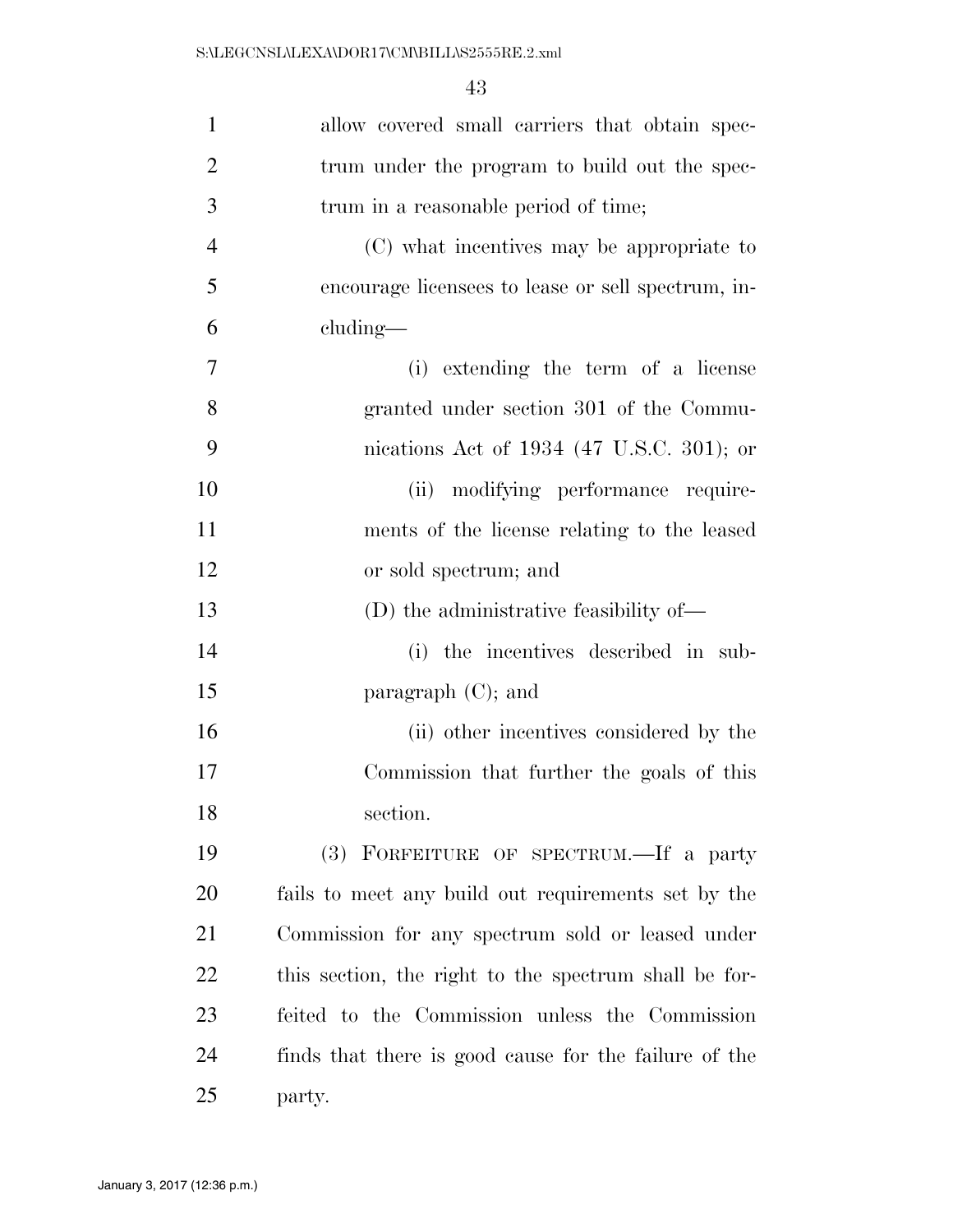allow covered small carriers that obtain spectrum under the program to build out the spectrum in a reasonable period of time;

(C) what incentives may be appropriate to encourage licensees to lease or sell spectrum, including—

(i) extending the term of a license granted under section 301 of the Communications Act of 1934 (47 U.S.C. 301); or

(ii) modifying performance requirements of the license relating to the leased or sold spectrum; and

(D) the administrative feasibility of—

(i) the incentives described in subparagraph (C); and

(ii) other incentives considered by the Commission that further the goals of this section.

(3) FORFEITURE OF SPECTRUM.—If a party fails to meet any build out requirements set by the Commission for any spectrum sold or leased under this section, the right to the spectrum shall be forfeited to the Commission unless the Commission finds that there is good cause for the failure of the party.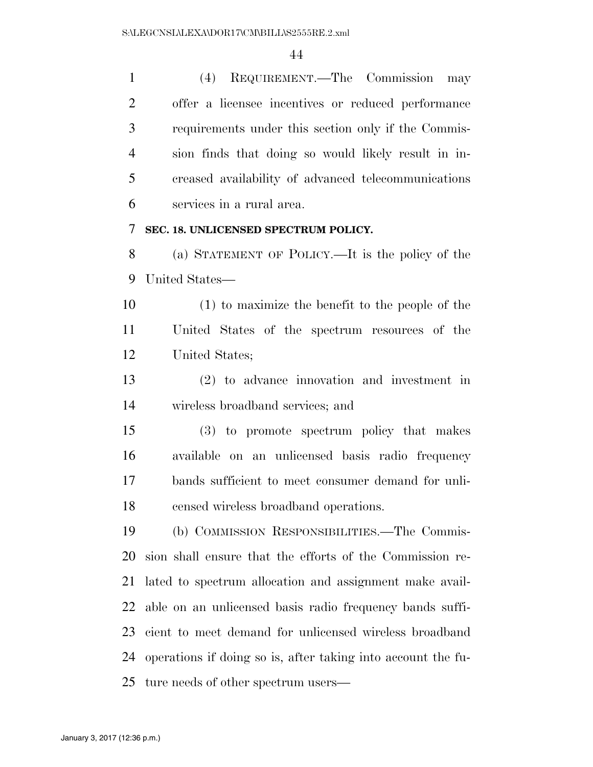(4) REQUIREMENT.—The Commission may offer a licensee incentives or reduced performance requirements under this section only if the Commission finds that doing so would likely result in increased availability of advanced telecommunications services in a rural area.

**SEC. 18. UNLICENSED SPECTRUM POLICY.**

(a) STATEMENT OF POLICY.—It is the policy of the United States—

(1) to maximize the benefit to the people of the United States of the spectrum resources of the United States;

(2) to advance innovation and investment in wireless broadband services; and

(3) to promote spectrum policy that makes available on an unlicensed basis radio frequency bands sufficient to meet consumer demand for unlicensed wireless broadband operations.

(b) COMMISSION RESPONSIBILITIES.—The Commission shall ensure that the efforts of the Commission related to spectrum allocation and assignment make available on an unlicensed basis radio frequency bands sufficient to meet demand for unlicensed wireless broadband operations if doing so is, after taking into account the future needs of other spectrum users—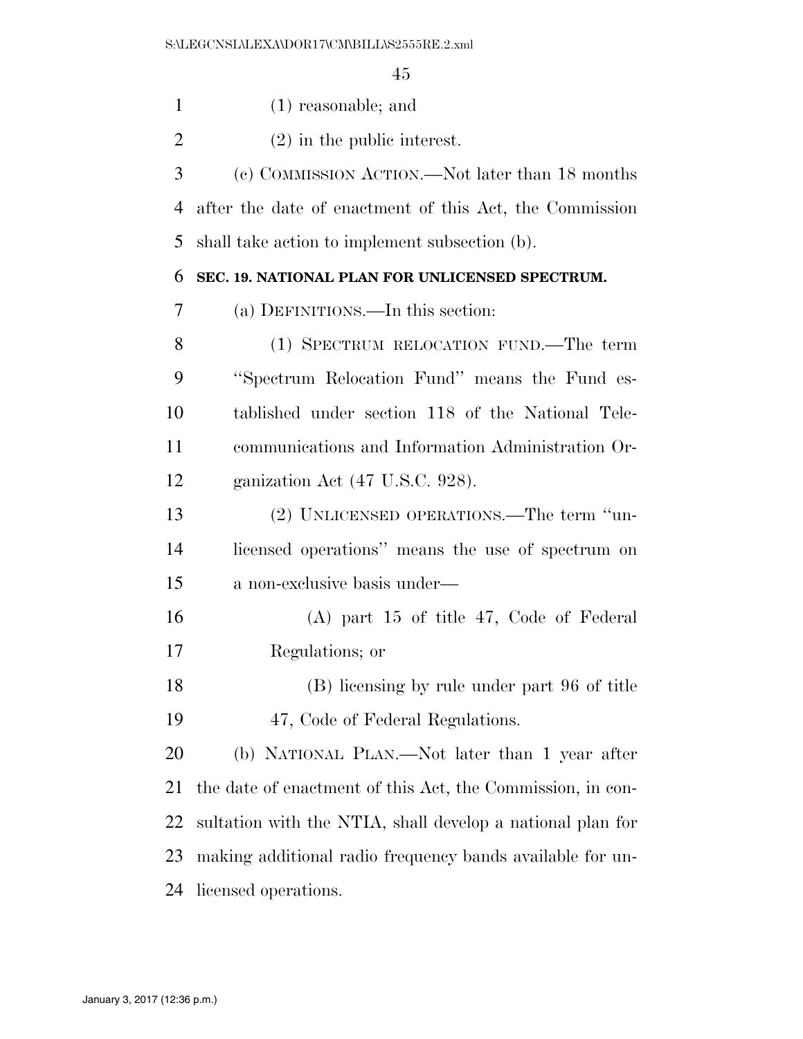(1) reasonable; and

(2) in the public interest.

(c) COMMISSION ACTION.—Not later than 18 months after the date of enactment of this Act, the Commission shall take action to implement subsection (b).

**SEC. 19. NATIONAL PLAN FOR UNLICENSED SPECTRUM.**

(a) DEFINITIONS.—In this section:

(1) SPECTRUM RELOCATION FUND.—The term "Spectrum Relocation Fund" means the Fund established under section 118 of the National Telecommunications and Information Administration Organization Act (47 U.S.C. 928).

(2) UNLICENSED OPERATIONS.—The term "unlicensed operations" means the use of spectrum on a non-exclusive basis under—

(A) part 15 of title 47, Code of Federal Regulations; or

(B) licensing by rule under part 96 of title 47, Code of Federal Regulations.

(b) NATIONAL PLAN.—Not later than 1 year after the date of enactment of this Act, the Commission, in consultation with the NTIA, shall develop a national plan for making additional radio frequency bands available for unlicensed operations.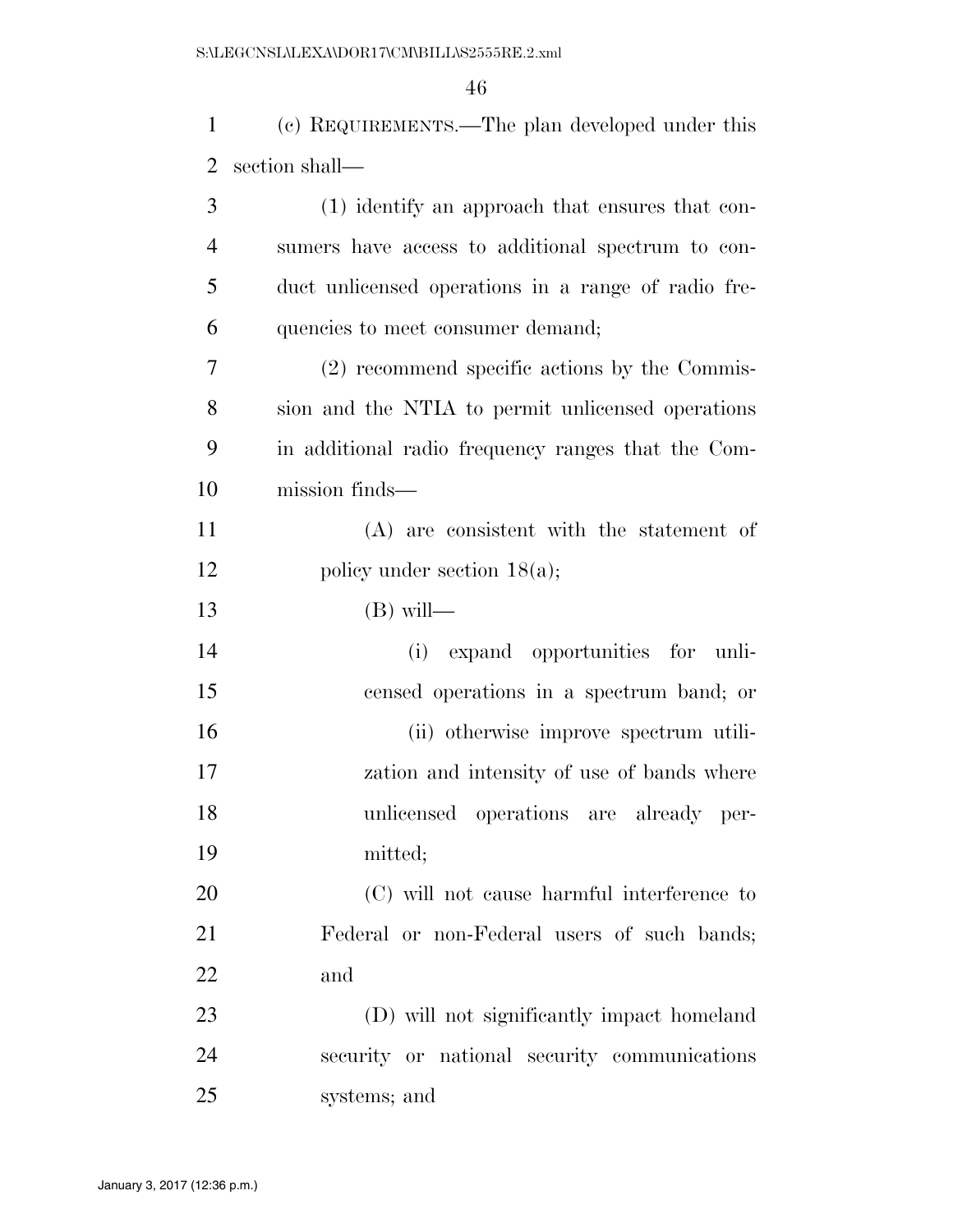(c) REQUIREMENTS.—The plan developed under this section shall—

(1) identify an approach that ensures that consumers have access to additional spectrum to conduct unlicensed operations in a range of radio frequencies to meet consumer demand;

(2) recommend specific actions by the Commission and the NTIA to permit unlicensed operations in additional radio frequency ranges that the Commission finds—

(A) are consistent with the statement of policy under section 18(a);

(B) will—

(i) expand opportunities for unlicensed operations in a spectrum band; or

(ii) otherwise improve spectrum utilization and intensity of use of bands where unlicensed operations are already permitted;

(C) will not cause harmful interference to Federal or non-Federal users of such bands; and

(D) will not significantly impact homeland security or national security communications systems; and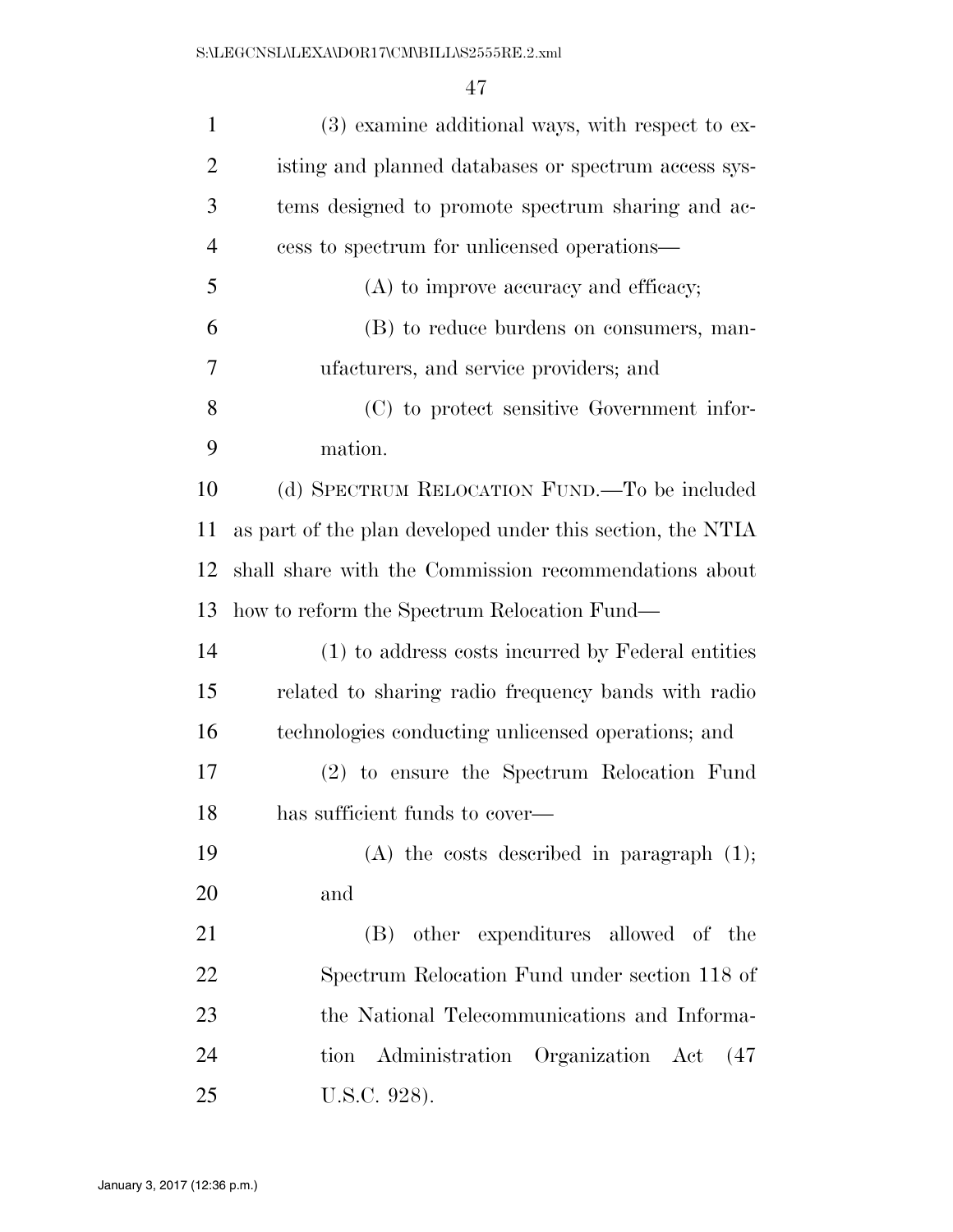(3) examine additional ways, with respect to existing and planned databases or spectrum access systems designed to promote spectrum sharing and access to spectrum for unlicensed operations—

(A) to improve accuracy and efficacy;

(B) to reduce burdens on consumers, manufacturers, and service providers; and

(C) to protect sensitive Government information.

(d) SPECTRUM RELOCATION FUND.—To be included as part of the plan developed under this section, the NTIA shall share with the Commission recommendations about how to reform the Spectrum Relocation Fund—

(1) to address costs incurred by Federal entities related to sharing radio frequency bands with radio technologies conducting unlicensed operations; and

(2) to ensure the Spectrum Relocation Fund has sufficient funds to cover—

(A) the costs described in paragraph (1); and

(B) other expenditures allowed of the Spectrum Relocation Fund under section 118 of the National Telecommunications and Information Administration Organization Act (47 U.S.C. 928).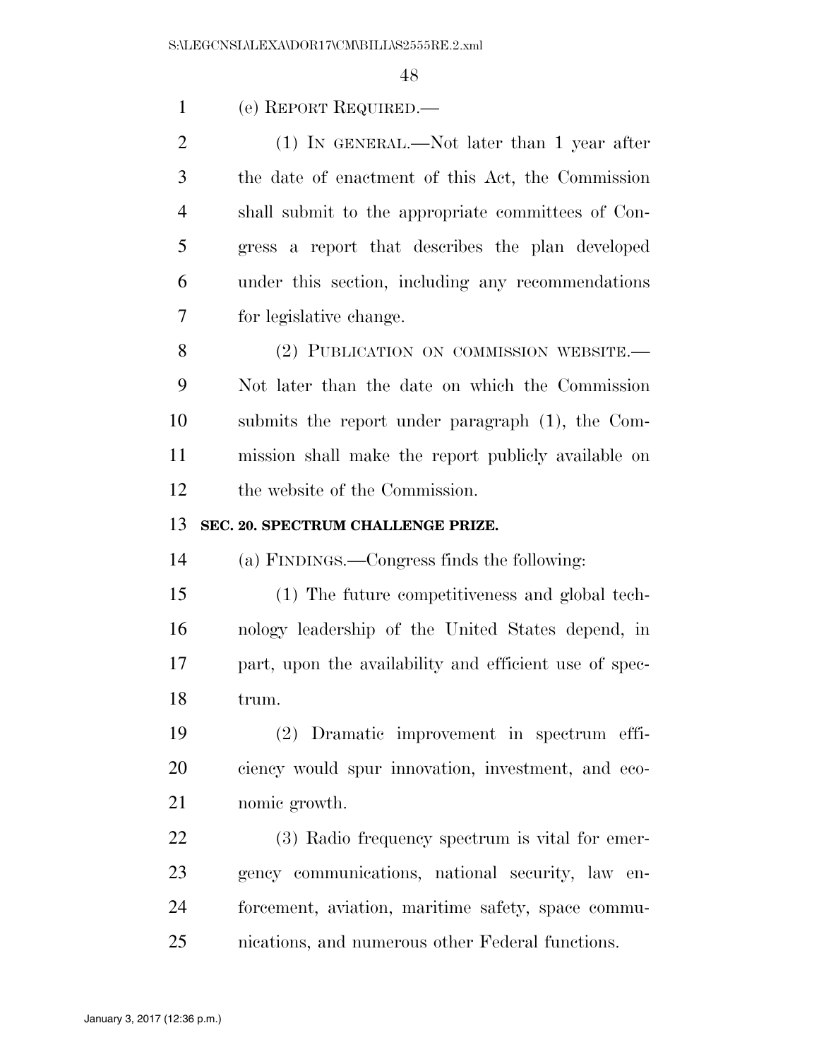(e) REPORT REQUIRED.—

(1) IN GENERAL.—Not later than 1 year after the date of enactment of this Act, the Commission shall submit to the appropriate committees of Congress a report that describes the plan developed under this section, including any recommendations for legislative change.

(2) PUBLICATION ON COMMISSION WEBSITE.—Not later than the date on which the Commission submits the report under paragraph (1), the Commission shall make the report publicly available on the website of the Commission.

**SEC. 20. SPECTRUM CHALLENGE PRIZE.**

(a) FINDINGS.—Congress finds the following:

(1) The future competitiveness and global technology leadership of the United States depend, in part, upon the availability and efficient use of spectrum.

(2) Dramatic improvement in spectrum efficiency would spur innovation, investment, and economic growth.

(3) Radio frequency spectrum is vital for emergency communications, national security, law enforcement, aviation, maritime safety, space communications, and numerous other Federal functions.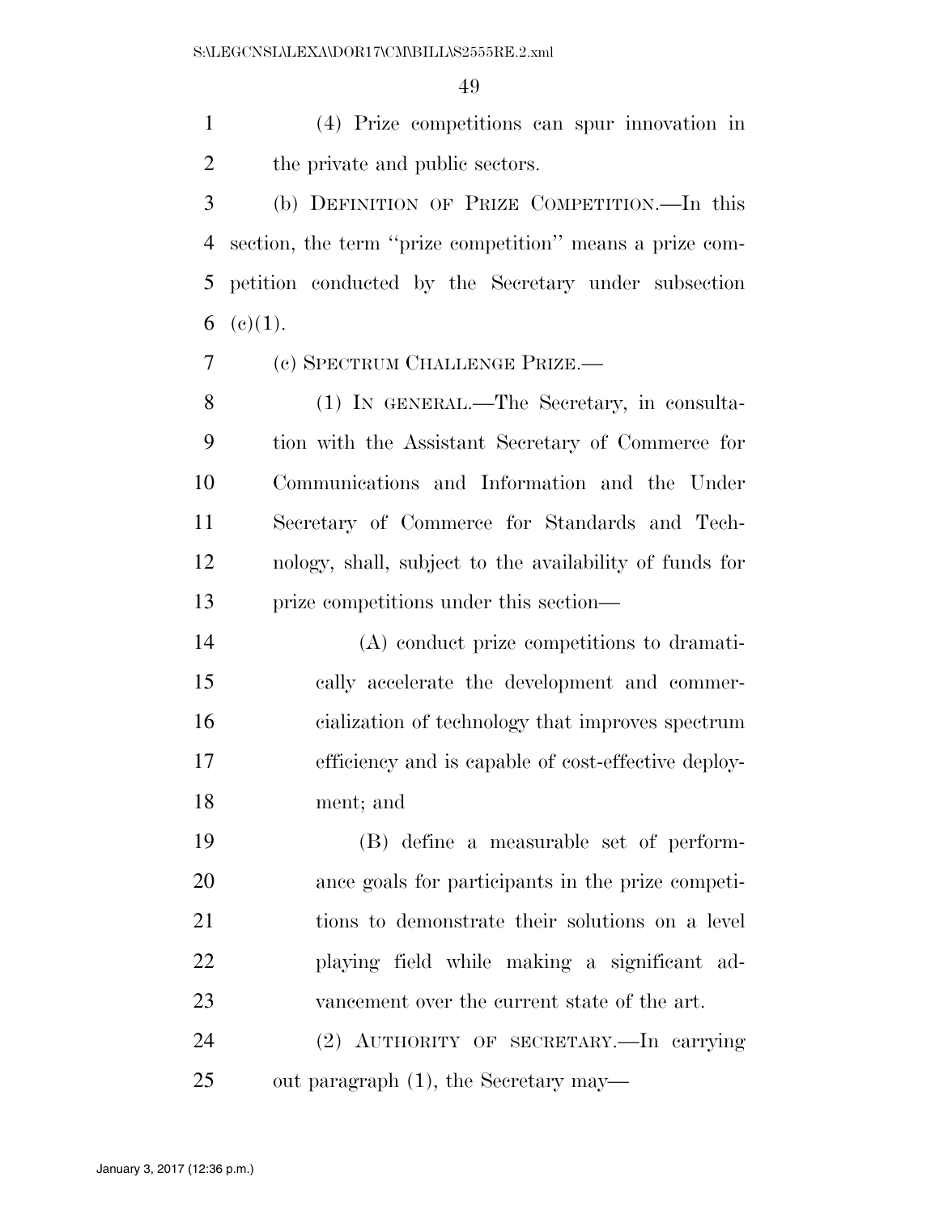(4) Prize competitions can spur innovation in the private and public sectors.

(b) DEFINITION OF PRIZE COMPETITION.—In this section, the term ''prize competition'' means a prize competition conducted by the Secretary under subsection (c)(1).

(c) SPECTRUM CHALLENGE PRIZE.—

(1) IN GENERAL.—The Secretary, in consultation with the Assistant Secretary of Commerce for Communications and Information and the Under Secretary of Commerce for Standards and Technology, shall, subject to the availability of funds for prize competitions under this section—

(A) conduct prize competitions to dramatically accelerate the development and commercialization of technology that improves spectrum efficiency and is capable of cost-effective deployment; and

(B) define a measurable set of performance goals for participants in the prize competitions to demonstrate their solutions on a level playing field while making a significant advancement over the current state of the art.

(2) AUTHORITY OF SECRETARY.—In carrying out paragraph (1), the Secretary may—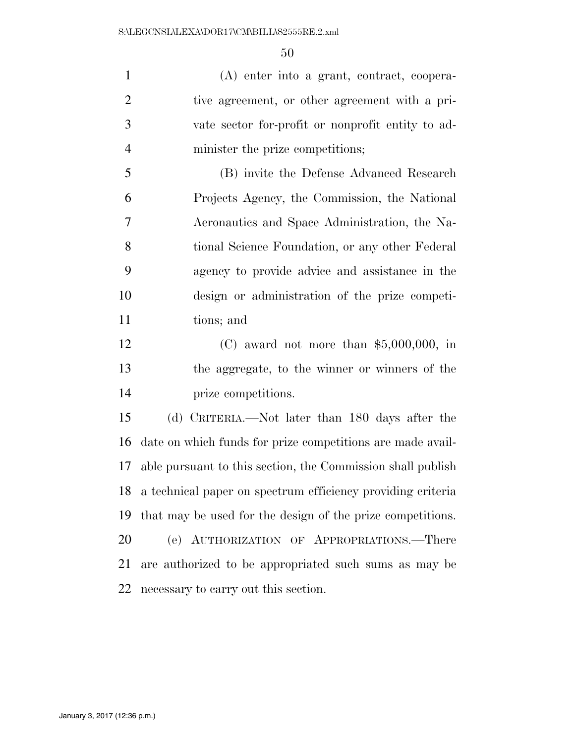(A) enter into a grant, contract, cooperative agreement, or other agreement with a private sector for-profit or nonprofit entity to administer the prize competitions;

(B) invite the Defense Advanced Research Projects Agency, the Commission, the National Aeronautics and Space Administration, the National Science Foundation, or any other Federal agency to provide advice and assistance in the design or administration of the prize competitions; and

(C) award not more than $5,000,000, in the aggregate, to the winner or winners of the prize competitions.

(d) CRITERIA.—Not later than 180 days after the date on which funds for prize competitions are made available pursuant to this section, the Commission shall publish a technical paper on spectrum efficiency providing criteria that may be used for the design of the prize competitions.

(e) AUTHORIZATION OF APPROPRIATIONS.—There are authorized to be appropriated such sums as may be necessary to carry out this section.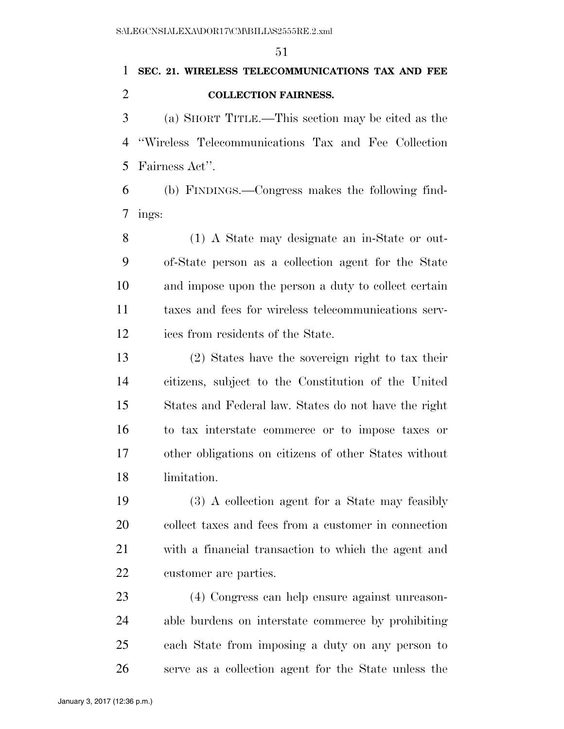**SEC. 21. WIRELESS TELECOMMUNICATIONS TAX AND FEE COLLECTION FAIRNESS.**

(a) SHORT TITLE.—This section may be cited as the ''Wireless Telecommunications Tax and Fee Collection Fairness Act''.

(b) FINDINGS.—Congress makes the following findings:

(1) A State may designate an in-State or out-of-State person as a collection agent for the State and impose upon the person a duty to collect certain taxes and fees for wireless telecommunications services from residents of the State.

(2) States have the sovereign right to tax their citizens, subject to the Constitution of the United States and Federal law. States do not have the right to tax interstate commerce or to impose taxes or other obligations on citizens of other States without limitation.

(3) A collection agent for a State may feasibly collect taxes and fees from a customer in connection with a financial transaction to which the agent and customer are parties.

(4) Congress can help ensure against unreasonable burdens on interstate commerce by prohibiting each State from imposing a duty on any person to serve as a collection agent for the State unless the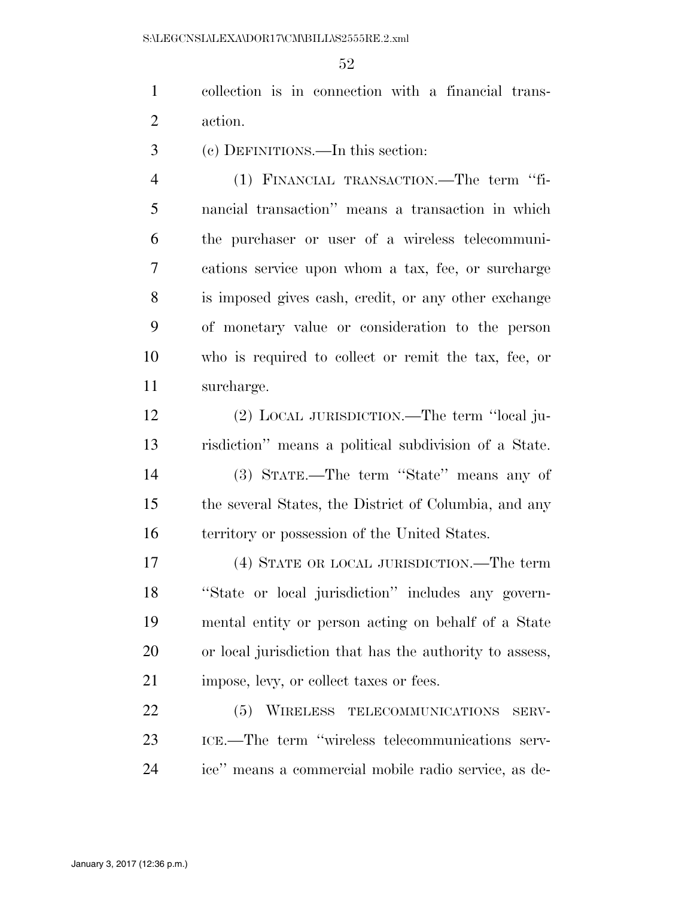collection is in connection with a financial transaction.

(c) DEFINITIONS.—In this section:

(1) FINANCIAL TRANSACTION.—The term ''financial transaction'' means a transaction in which the purchaser or user of a wireless telecommunications service upon whom a tax, fee, or surcharge is imposed gives cash, credit, or any other exchange of monetary value or consideration to the person who is required to collect or remit the tax, fee, or surcharge.

(2) LOCAL JURISDICTION.—The term ''local jurisdiction'' means a political subdivision of a State.

(3) STATE.—The term ''State'' means any of the several States, the District of Columbia, and any territory or possession of the United States.

(4) STATE OR LOCAL JURISDICTION.—The term ''State or local jurisdiction'' includes any governmental entity or person acting on behalf of a State or local jurisdiction that has the authority to assess, impose, levy, or collect taxes or fees.

(5) WIRELESS TELECOMMUNICATIONS SERVICE.—The term ''wireless telecommunications service'' means a commercial mobile radio service, as de-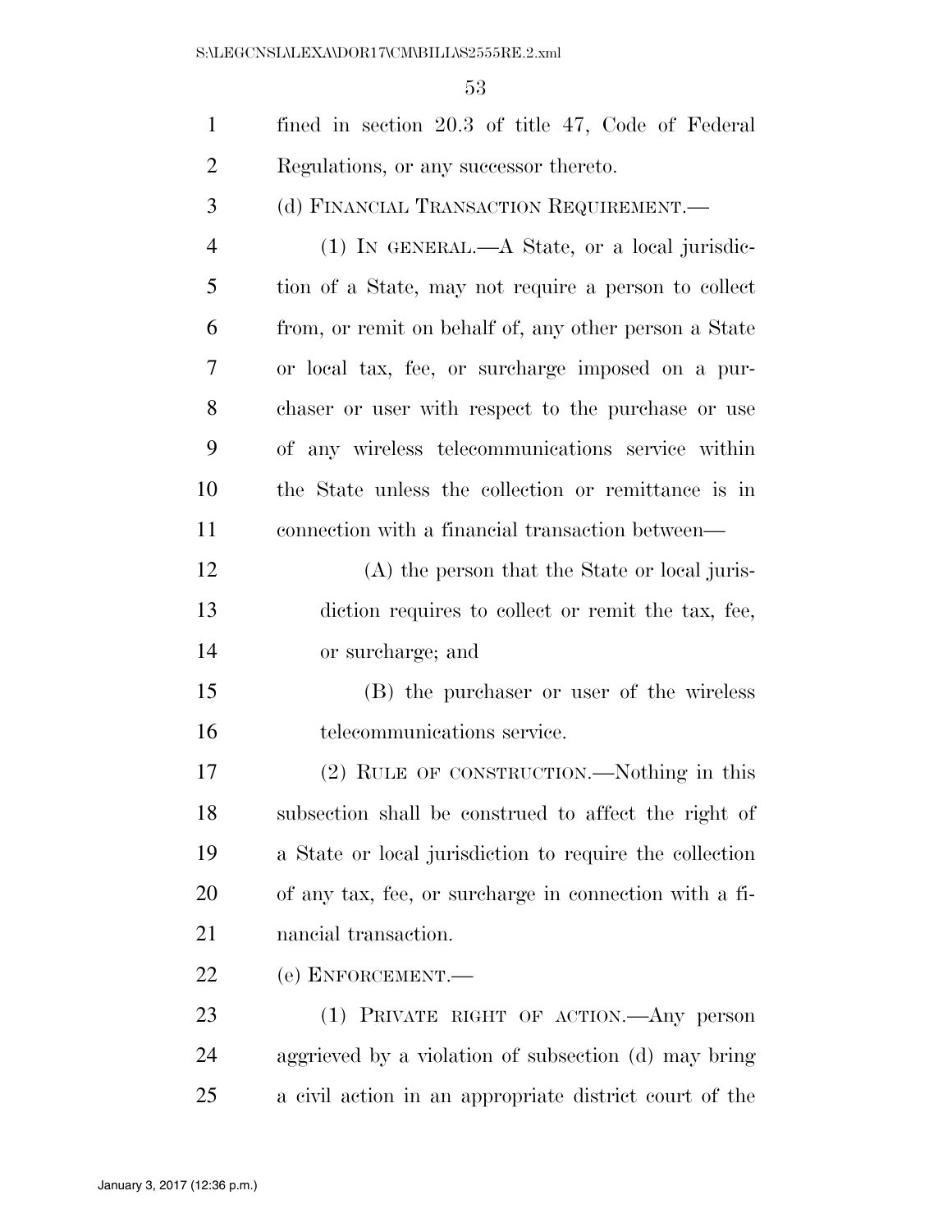fined in section 20.3 of title 47, Code of Federal Regulations, or any successor thereto.

(d) FINANCIAL TRANSACTION REQUIREMENT.—

(1) IN GENERAL.—A State, or a local jurisdiction of a State, may not require a person to collect from, or remit on behalf of, any other person a State or local tax, fee, or surcharge imposed on a purchaser or user with respect to the purchase or use of any wireless telecommunications service within the State unless the collection or remittance is in connection with a financial transaction between—

(A) the person that the State or local jurisdiction requires to collect or remit the tax, fee, or surcharge; and

(B) the purchaser or user of the wireless telecommunications service.

(2) RULE OF CONSTRUCTION.—Nothing in this subsection shall be construed to affect the right of a State or local jurisdiction to require the collection of any tax, fee, or surcharge in connection with a financial transaction.

(e) ENFORCEMENT.—

(1) PRIVATE RIGHT OF ACTION.—Any person aggrieved by a violation of subsection (d) may bring a civil action in an appropriate district court of the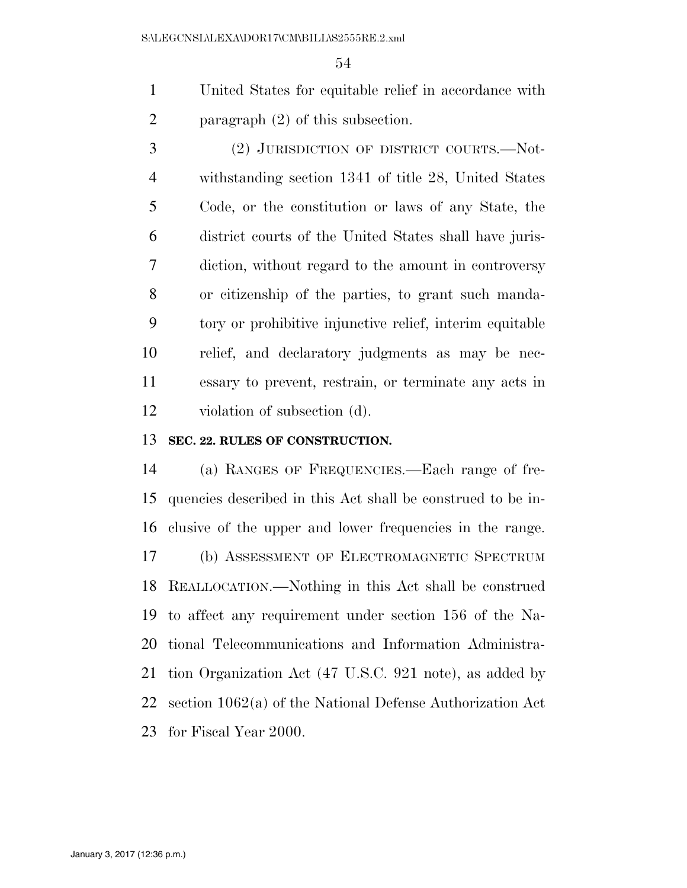United States for equitable relief in accordance with paragraph (2) of this subsection.

(2) JURISDICTION OF DISTRICT COURTS.—Notwithstanding section 1341 of title 28, United States Code, or the constitution or laws of any State, the district courts of the United States shall have jurisdiction, without regard to the amount in controversy or citizenship of the parties, to grant such mandatory or prohibitive injunctive relief, interim equitable relief, and declaratory judgments as may be necessary to prevent, restrain, or terminate any acts in violation of subsection (d).

**SEC. 22. RULES OF CONSTRUCTION.**

(a) RANGES OF FREQUENCIES.—Each range of frequencies described in this Act shall be construed to be inclusive of the upper and lower frequencies in the range.

(b) ASSESSMENT OF ELECTROMAGNETIC SPECTRUM REALLOCATION.—Nothing in this Act shall be construed to affect any requirement under section 156 of the National Telecommunications and Information Administration Organization Act (47 U.S.C. 921 note), as added by section 1062(a) of the National Defense Authorization Act for Fiscal Year 2000.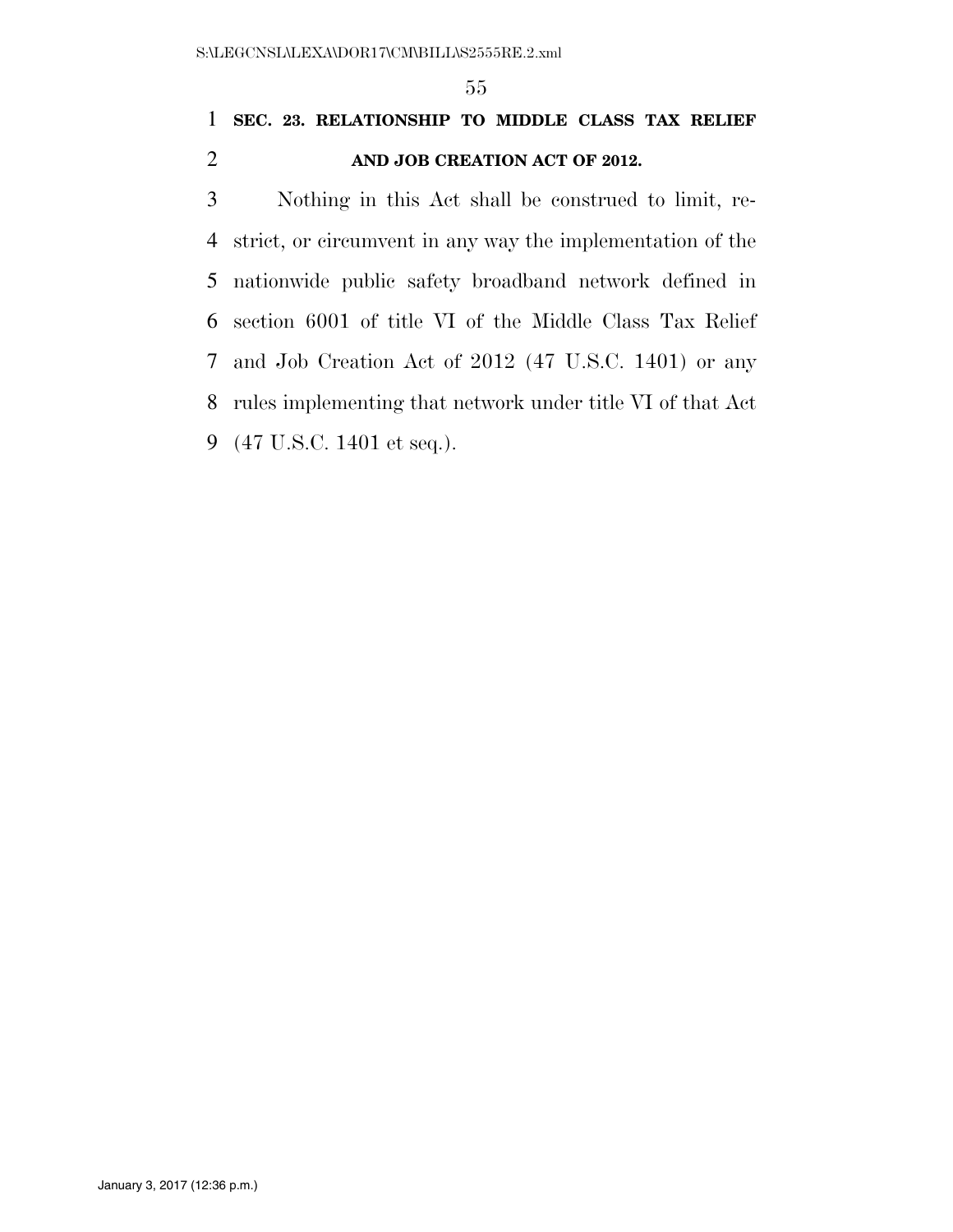## SEC. 23. RELATIONSHIP TO MIDDLE CLASS TAX RELIEF AND JOB CREATION ACT OF 2012.

Nothing in this Act shall be construed to limit, restrict, or circumvent in any way the implementation of the nationwide public safety broadband network defined in section 6001 of title VI of the Middle Class Tax Relief and Job Creation Act of 2012 (47 U.S.C. 1401) or any rules implementing that network under title VI of that Act (47 U.S.C. 1401 et seq.).